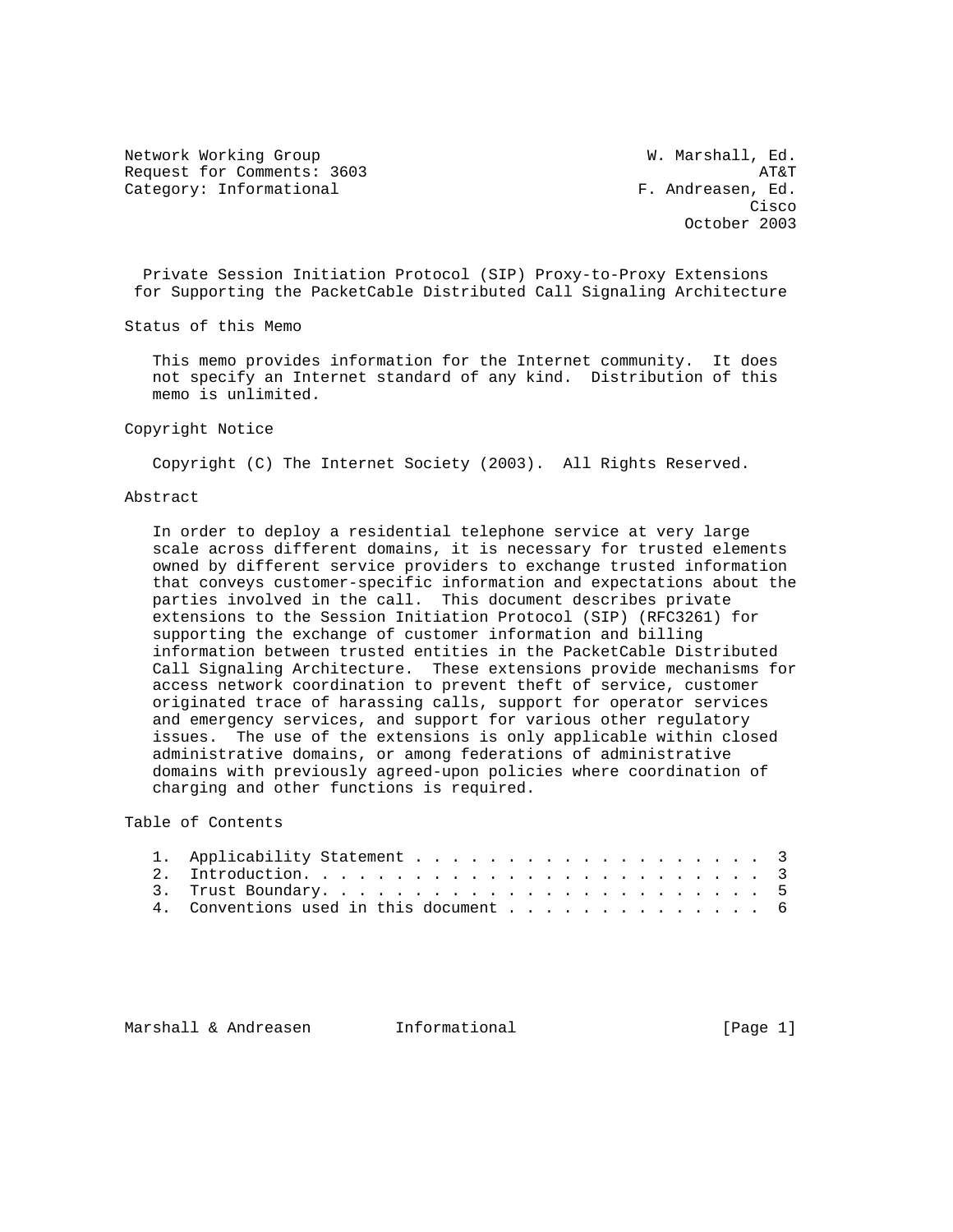Network Working Group W. Marshall, Ed.
Request for Comments: 3603 AT&T
Category: Informational F. Andreasen, Ed.
Cisco
October 2003

# Private Session Initiation Protocol (SIP) Proxy-to-Proxy Extensions for Supporting the PacketCable Distributed Call Signaling Architecture

## Status of this Memo

This memo provides information for the Internet community. It does not specify an Internet standard of any kind. Distribution of this memo is unlimited.

## Copyright Notice

Copyright (C) The Internet Society (2003). All Rights Reserved.

## Abstract

In order to deploy a residential telephone service at very large scale across different domains, it is necessary for trusted elements owned by different service providers to exchange trusted information that conveys customer-specific information and expectations about the parties involved in the call. This document describes private extensions to the Session Initiation Protocol (SIP) (RFC3261) for supporting the exchange of customer information and billing information between trusted entities in the PacketCable Distributed Call Signaling Architecture. These extensions provide mechanisms for access network coordination to prevent theft of service, customer originated trace of harassing calls, support for operator services and emergency services, and support for various other regulatory issues. The use of the extensions is only applicable within closed administrative domains, or among federations of administrative domains with previously agreed-upon policies where coordination of charging and other functions is required.

## Table of Contents

1. Applicability Statement . . . . . . . . . . . . . . . . . . . . . 3
2. Introduction. . . . . . . . . . . . . . . . . . . . . . . . . . . 3
3. Trust Boundary. . . . . . . . . . . . . . . . . . . . . . . . . . 5
4. Conventions used in this document . . . . . . . . . . . . . . . 6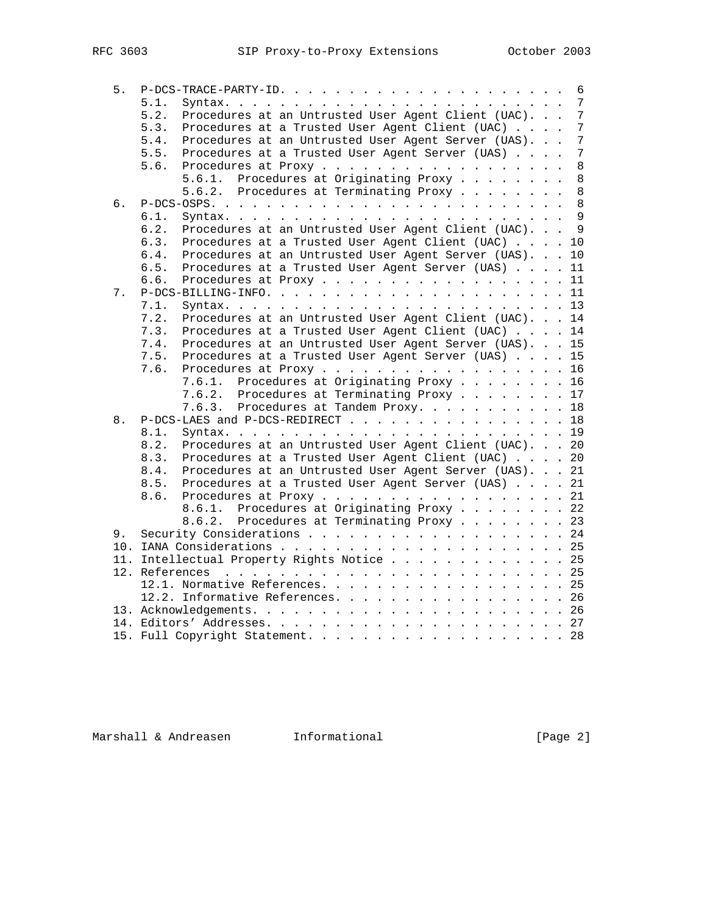```
   5.  P-DCS-TRACE-PARTY-ID. . . . . . . . . . . . . . . . . . . . . .  6
       5.1.  Syntax. . . . . . . . . . . . . . . . . . . . . . . . . .  7
       5.2.  Procedures at an Untrusted User Agent Client (UAC). . .  7
       5.3.  Procedures at a Trusted User Agent Client (UAC) . . . .  7
       5.4.  Procedures at an Untrusted User Agent Server (UAS). . .  7
       5.5.  Procedures at a Trusted User Agent Server (UAS) . . . .  7
       5.6.  Procedures at Proxy . . . . . . . . . . . . . . . . . .  8
             5.6.1.  Procedures at Originating Proxy . . . . . . . .  8
             5.6.2.  Procedures at Terminating Proxy . . . . . . . .  8
   6.  P-DCS-OSPS. . . . . . . . . . . . . . . . . . . . . . . . . . .  8
       6.1.  Syntax. . . . . . . . . . . . . . . . . . . . . . . . . .  9
       6.2.  Procedures at an Untrusted User Agent Client (UAC). . .  9
       6.3.  Procedures at a Trusted User Agent Client (UAC) . . . . 10
       6.4.  Procedures at an Untrusted User Agent Server (UAS). . . 10
       6.5.  Procedures at a Trusted User Agent Server (UAS) . . . . 11
       6.6.  Procedures at Proxy . . . . . . . . . . . . . . . . . . 11
   7.  P-DCS-BILLING-INFO. . . . . . . . . . . . . . . . . . . . . . . 11
       7.1.  Syntax. . . . . . . . . . . . . . . . . . . . . . . . . . 13
       7.2.  Procedures at an Untrusted User Agent Client (UAC). . . 14
       7.3.  Procedures at a Trusted User Agent Client (UAC) . . . . 14
       7.4.  Procedures at an Untrusted User Agent Server (UAS). . . 15
       7.5.  Procedures at a Trusted User Agent Server (UAS) . . . . 15
       7.6.  Procedures at Proxy . . . . . . . . . . . . . . . . . . 16
             7.6.1.  Procedures at Originating Proxy . . . . . . . . 16
             7.6.2.  Procedures at Terminating Proxy . . . . . . . . 17
             7.6.3.  Procedures at Tandem Proxy. . . . . . . . . . . 18
   8.  P-DCS-LAES and P-DCS-REDIRECT . . . . . . . . . . . . . . . . . 18
       8.1.  Syntax. . . . . . . . . . . . . . . . . . . . . . . . . . 19
       8.2.  Procedures at an Untrusted User Agent Client (UAC). . . 20
       8.3.  Procedures at a Trusted User Agent Client (UAC) . . . . 20
       8.4.  Procedures at an Untrusted User Agent Server (UAS). . . 21
       8.5.  Procedures at a Trusted User Agent Server (UAS) . . . . 21
       8.6.  Procedures at Proxy . . . . . . . . . . . . . . . . . . 21
             8.6.1.  Procedures at Originating Proxy . . . . . . . . 22
             8.6.2.  Procedures at Terminating Proxy . . . . . . . . 23
   9.  Security Considerations . . . . . . . . . . . . . . . . . . . . 24
   10. IANA Considerations . . . . . . . . . . . . . . . . . . . . . . 25
   11. Intellectual Property Rights Notice . . . . . . . . . . . . . . 25
   12. References  . . . . . . . . . . . . . . . . . . . . . . . . . . 25
       12.1. Normative References. . . . . . . . . . . . . . . . . . . 25
       12.2. Informative References. . . . . . . . . . . . . . . . . . 26
   13. Acknowledgements. . . . . . . . . . . . . . . . . . . . . . . . 26
   14. Editors' Addresses. . . . . . . . . . . . . . . . . . . . . . . 27
   15. Full Copyright Statement. . . . . . . . . . . . . . . . . . . . 28
```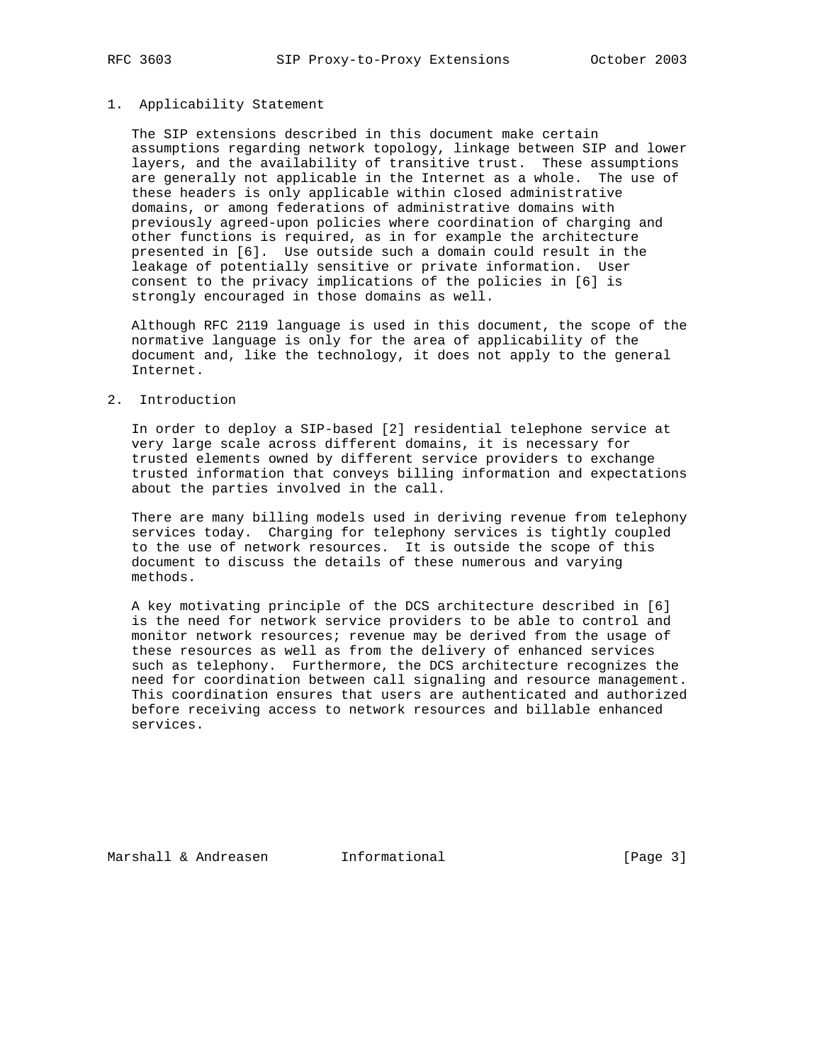## 1. Applicability Statement

The SIP extensions described in this document make certain assumptions regarding network topology, linkage between SIP and lower layers, and the availability of transitive trust. These assumptions are generally not applicable in the Internet as a whole. The use of these headers is only applicable within closed administrative domains, or among federations of administrative domains with previously agreed-upon policies where coordination of charging and other functions is required, as in for example the architecture presented in [6]. Use outside such a domain could result in the leakage of potentially sensitive or private information. User consent to the privacy implications of the policies in [6] is strongly encouraged in those domains as well.

Although RFC 2119 language is used in this document, the scope of the normative language is only for the area of applicability of the document and, like the technology, it does not apply to the general Internet.

## 2. Introduction

In order to deploy a SIP-based [2] residential telephone service at very large scale across different domains, it is necessary for trusted elements owned by different service providers to exchange trusted information that conveys billing information and expectations about the parties involved in the call.

There are many billing models used in deriving revenue from telephony services today. Charging for telephony services is tightly coupled to the use of network resources. It is outside the scope of this document to discuss the details of these numerous and varying methods.

A key motivating principle of the DCS architecture described in [6] is the need for network service providers to be able to control and monitor network resources; revenue may be derived from the usage of these resources as well as from the delivery of enhanced services such as telephony. Furthermore, the DCS architecture recognizes the need for coordination between call signaling and resource management. This coordination ensures that users are authenticated and authorized before receiving access to network resources and billable enhanced services.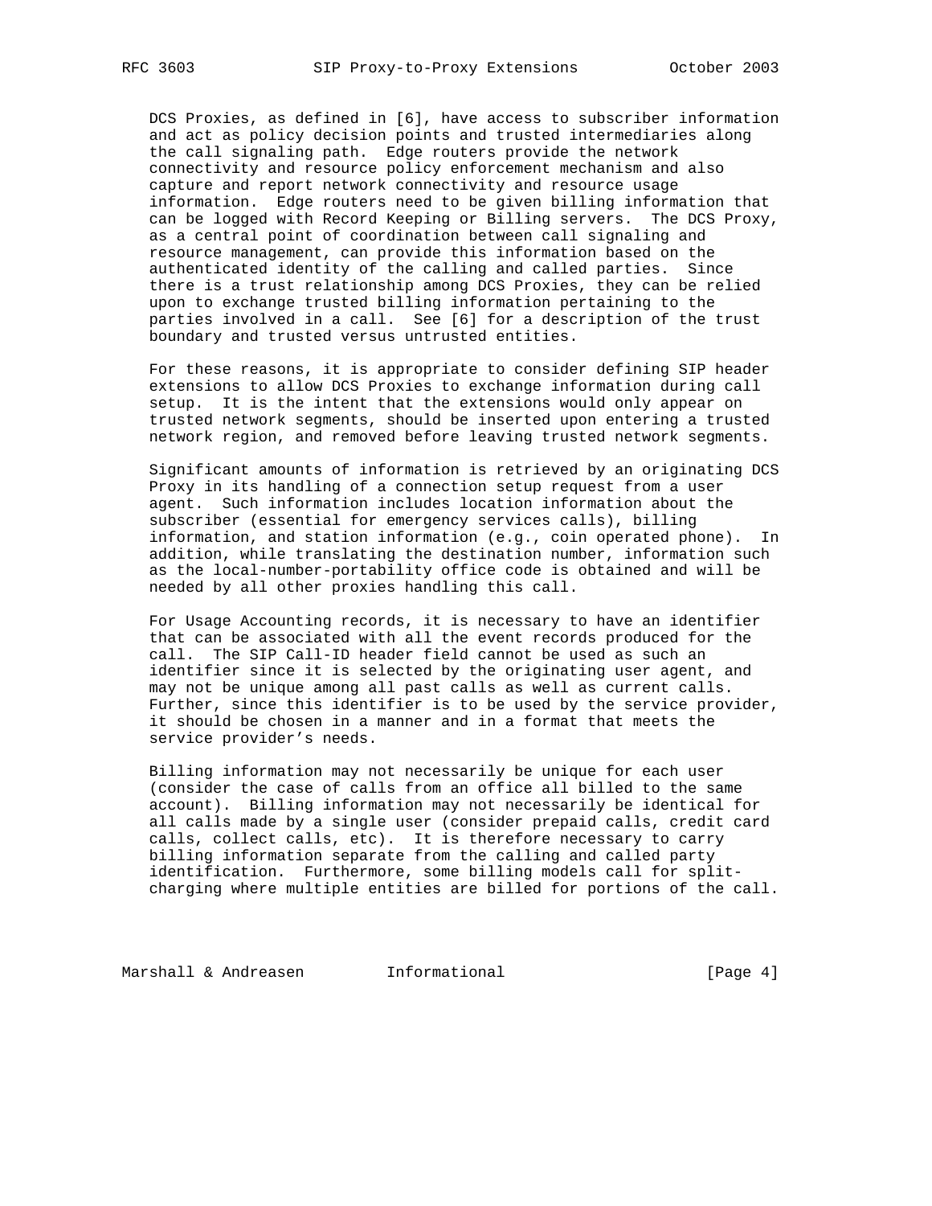DCS Proxies, as defined in [6], have access to subscriber information and act as policy decision points and trusted intermediaries along the call signaling path. Edge routers provide the network connectivity and resource policy enforcement mechanism and also capture and report network connectivity and resource usage information. Edge routers need to be given billing information that can be logged with Record Keeping or Billing servers. The DCS Proxy, as a central point of coordination between call signaling and resource management, can provide this information based on the authenticated identity of the calling and called parties. Since there is a trust relationship among DCS Proxies, they can be relied upon to exchange trusted billing information pertaining to the parties involved in a call. See [6] for a description of the trust boundary and trusted versus untrusted entities.

For these reasons, it is appropriate to consider defining SIP header extensions to allow DCS Proxies to exchange information during call setup. It is the intent that the extensions would only appear on trusted network segments, should be inserted upon entering a trusted network region, and removed before leaving trusted network segments.

Significant amounts of information is retrieved by an originating DCS Proxy in its handling of a connection setup request from a user agent. Such information includes location information about the subscriber (essential for emergency services calls), billing information, and station information (e.g., coin operated phone). In addition, while translating the destination number, information such as the local-number-portability office code is obtained and will be needed by all other proxies handling this call.

For Usage Accounting records, it is necessary to have an identifier that can be associated with all the event records produced for the call. The SIP Call-ID header field cannot be used as such an identifier since it is selected by the originating user agent, and may not be unique among all past calls as well as current calls. Further, since this identifier is to be used by the service provider, it should be chosen in a manner and in a format that meets the service provider's needs.

Billing information may not necessarily be unique for each user (consider the case of calls from an office all billed to the same account). Billing information may not necessarily be identical for all calls made by a single user (consider prepaid calls, credit card calls, collect calls, etc). It is therefore necessary to carry billing information separate from the calling and called party identification. Furthermore, some billing models call for split-charging where multiple entities are billed for portions of the call.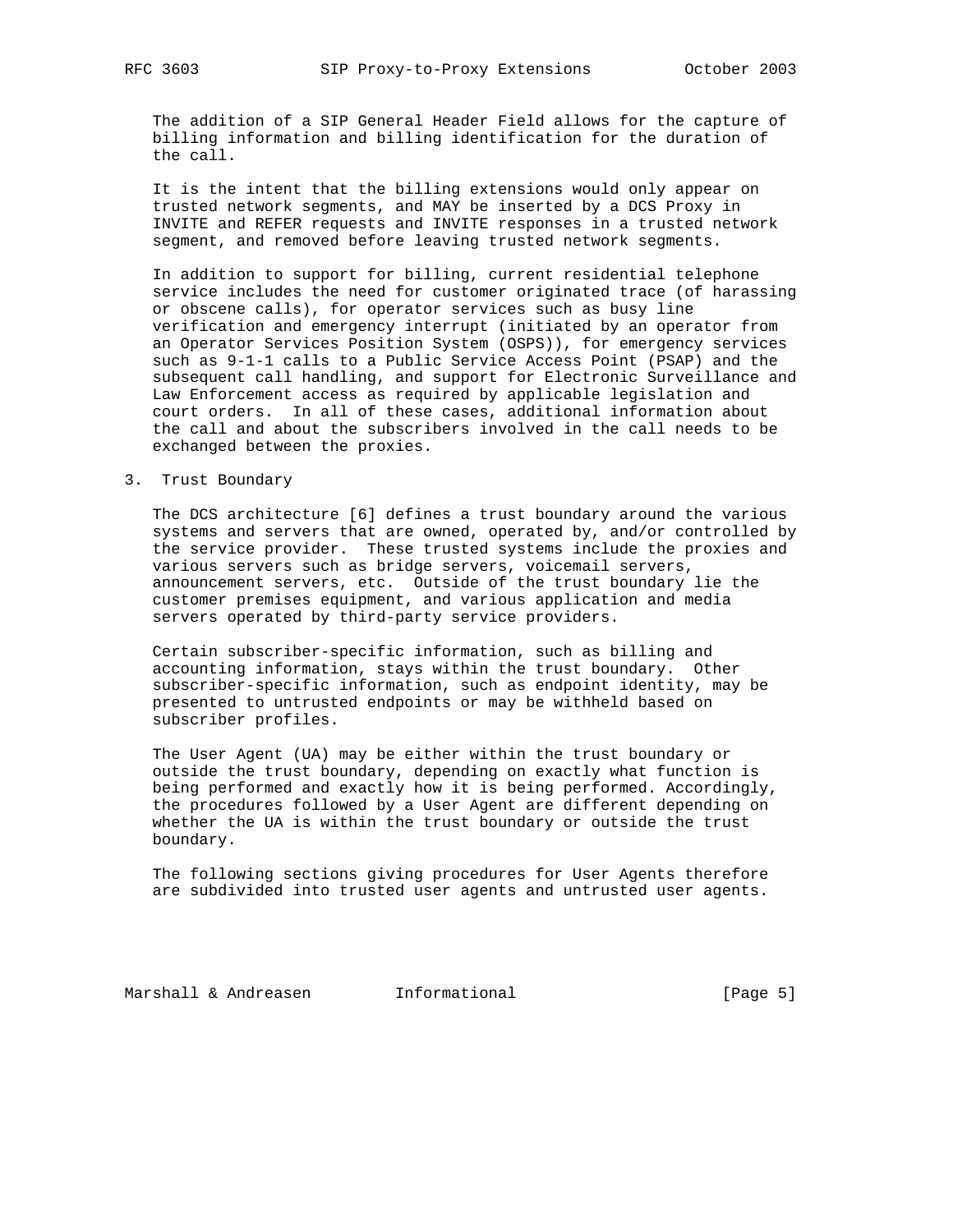The addition of a SIP General Header Field allows for the capture of billing information and billing identification for the duration of the call.

It is the intent that the billing extensions would only appear on trusted network segments, and MAY be inserted by a DCS Proxy in INVITE and REFER requests and INVITE responses in a trusted network segment, and removed before leaving trusted network segments.

In addition to support for billing, current residential telephone service includes the need for customer originated trace (of harassing or obscene calls), for operator services such as busy line verification and emergency interrupt (initiated by an operator from an Operator Services Position System (OSPS)), for emergency services such as 9-1-1 calls to a Public Service Access Point (PSAP) and the subsequent call handling, and support for Electronic Surveillance and Law Enforcement access as required by applicable legislation and court orders. In all of these cases, additional information about the call and about the subscribers involved in the call needs to be exchanged between the proxies.

## 3. Trust Boundary

The DCS architecture [6] defines a trust boundary around the various systems and servers that are owned, operated by, and/or controlled by the service provider. These trusted systems include the proxies and various servers such as bridge servers, voicemail servers, announcement servers, etc. Outside of the trust boundary lie the customer premises equipment, and various application and media servers operated by third-party service providers.

Certain subscriber-specific information, such as billing and accounting information, stays within the trust boundary. Other subscriber-specific information, such as endpoint identity, may be presented to untrusted endpoints or may be withheld based on subscriber profiles.

The User Agent (UA) may be either within the trust boundary or outside the trust boundary, depending on exactly what function is being performed and exactly how it is being performed. Accordingly, the procedures followed by a User Agent are different depending on whether the UA is within the trust boundary or outside the trust boundary.

The following sections giving procedures for User Agents therefore are subdivided into trusted user agents and untrusted user agents.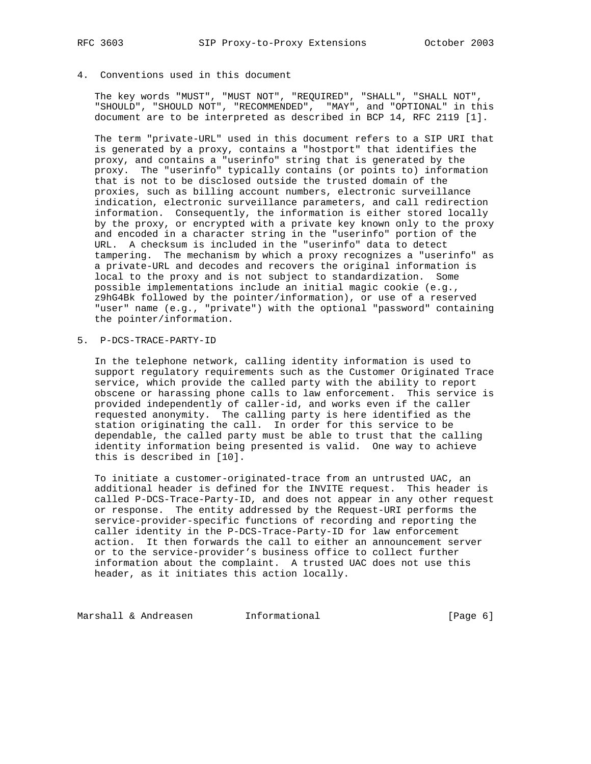## 4. Conventions used in this document

The key words "MUST", "MUST NOT", "REQUIRED", "SHALL", "SHALL NOT", "SHOULD", "SHOULD NOT", "RECOMMENDED", "MAY", and "OPTIONAL" in this document are to be interpreted as described in BCP 14, RFC 2119 [1].

The term "private-URL" used in this document refers to a SIP URI that is generated by a proxy, contains a "hostport" that identifies the proxy, and contains a "userinfo" string that is generated by the proxy. The "userinfo" typically contains (or points to) information that is not to be disclosed outside the trusted domain of the proxies, such as billing account numbers, electronic surveillance indication, electronic surveillance parameters, and call redirection information. Consequently, the information is either stored locally by the proxy, or encrypted with a private key known only to the proxy and encoded in a character string in the "userinfo" portion of the URL. A checksum is included in the "userinfo" data to detect tampering. The mechanism by which a proxy recognizes a "userinfo" as a private-URL and decodes and recovers the original information is local to the proxy and is not subject to standardization. Some possible implementations include an initial magic cookie (e.g., z9hG4Bk followed by the pointer/information), or use of a reserved "user" name (e.g., "private") with the optional "password" containing the pointer/information.

## 5. P-DCS-TRACE-PARTY-ID

In the telephone network, calling identity information is used to support regulatory requirements such as the Customer Originated Trace service, which provide the called party with the ability to report obscene or harassing phone calls to law enforcement. This service is provided independently of caller-id, and works even if the caller requested anonymity. The calling party is here identified as the station originating the call. In order for this service to be dependable, the called party must be able to trust that the calling identity information being presented is valid. One way to achieve this is described in [10].

To initiate a customer-originated-trace from an untrusted UAC, an additional header is defined for the INVITE request. This header is called P-DCS-Trace-Party-ID, and does not appear in any other request or response. The entity addressed by the Request-URI performs the service-provider-specific functions of recording and reporting the caller identity in the P-DCS-Trace-Party-ID for law enforcement action. It then forwards the call to either an announcement server or to the service-provider's business office to collect further information about the complaint. A trusted UAC does not use this header, as it initiates this action locally.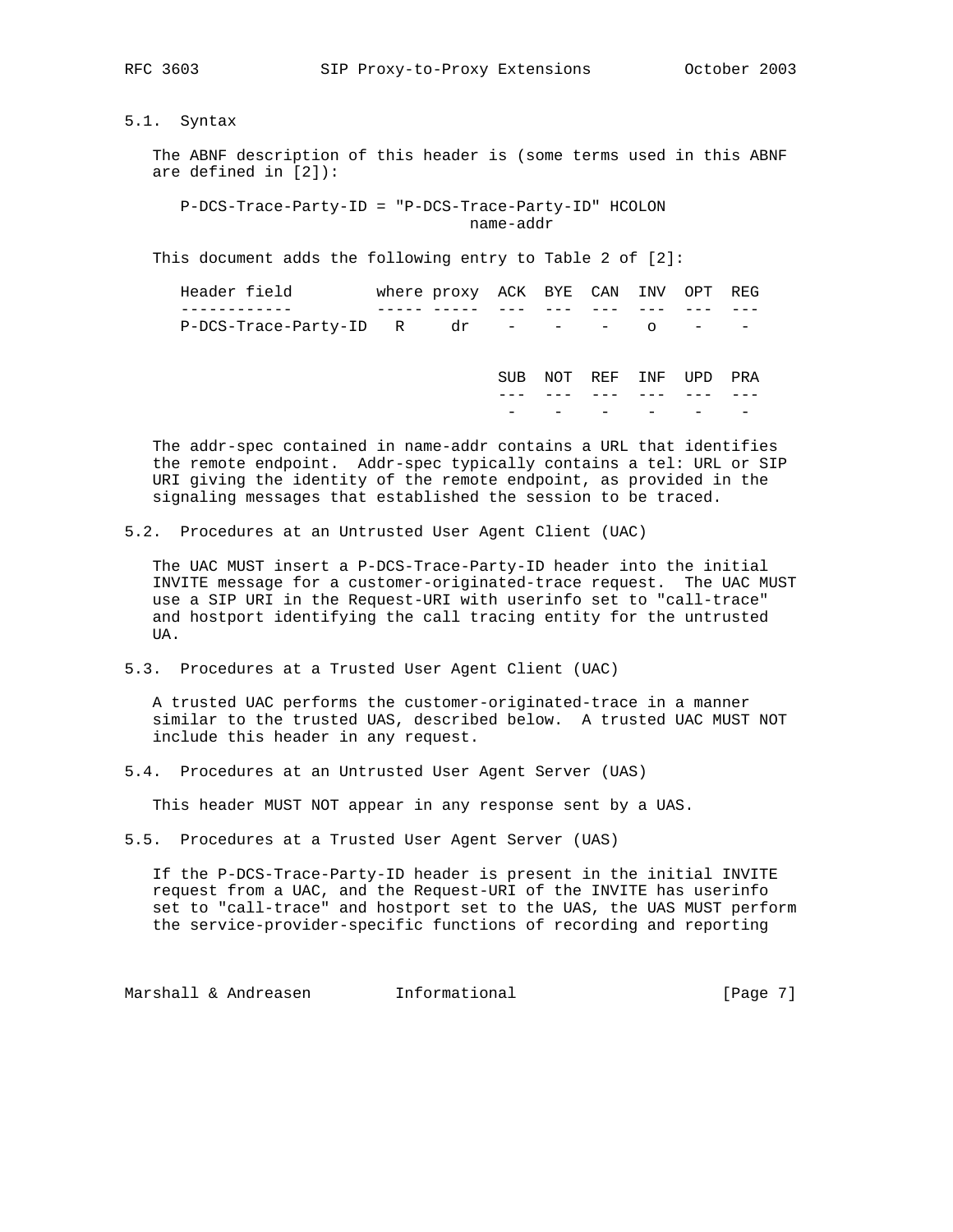### 5.1. Syntax

The ABNF description of this header is (some terms used in this ABNF are defined in [2]):

```
P-DCS-Trace-Party-ID = "P-DCS-Trace-Party-ID" HCOLON
                       name-addr
```

This document adds the following entry to Table 2 of [2]:

| Header field | where | proxy | ACK | BYE | CAN | INV | OPT | REG |
|---|---|---|---|---|---|---|---|---|
| P-DCS-Trace-Party-ID | R | dr | - | - | - | o | - | - |

| SUB | NOT | REF | INF | UPD | PRA |
|---|---|---|---|---|---|
| - | - | - | - | - | - |

The addr-spec contained in name-addr contains a URL that identifies the remote endpoint. Addr-spec typically contains a tel: URL or SIP URI giving the identity of the remote endpoint, as provided in the signaling messages that established the session to be traced.

### 5.2. Procedures at an Untrusted User Agent Client (UAC)

The UAC MUST insert a P-DCS-Trace-Party-ID header into the initial INVITE message for a customer-originated-trace request. The UAC MUST use a SIP URI in the Request-URI with userinfo set to "call-trace" and hostport identifying the call tracing entity for the untrusted UA.

### 5.3. Procedures at a Trusted User Agent Client (UAC)

A trusted UAC performs the customer-originated-trace in a manner similar to the trusted UAS, described below. A trusted UAC MUST NOT include this header in any request.

### 5.4. Procedures at an Untrusted User Agent Server (UAS)

This header MUST NOT appear in any response sent by a UAS.

### 5.5. Procedures at a Trusted User Agent Server (UAS)

If the P-DCS-Trace-Party-ID header is present in the initial INVITE request from a UAC, and the Request-URI of the INVITE has userinfo set to "call-trace" and hostport set to the UAS, the UAS MUST perform the service-provider-specific functions of recording and reporting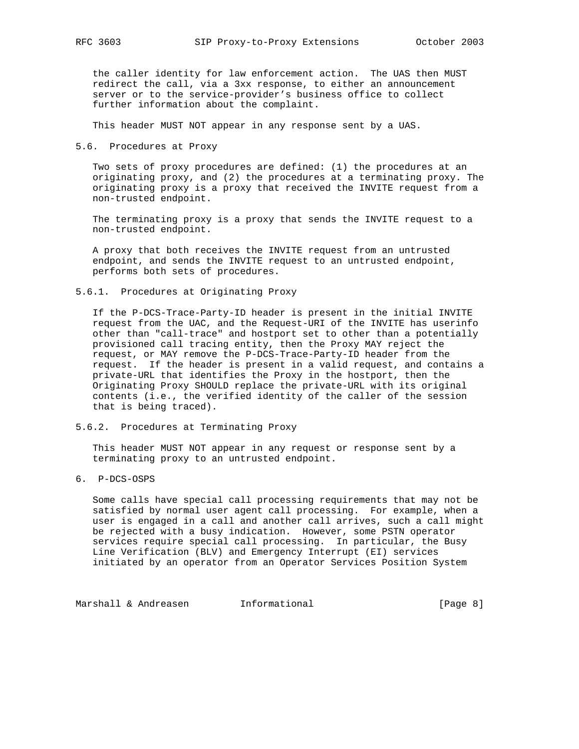the caller identity for law enforcement action. The UAS then MUST redirect the call, via a 3xx response, to either an announcement server or to the service-provider's business office to collect further information about the complaint.

This header MUST NOT appear in any response sent by a UAS.

### 5.6. Procedures at Proxy

Two sets of proxy procedures are defined: (1) the procedures at an originating proxy, and (2) the procedures at a terminating proxy. The originating proxy is a proxy that received the INVITE request from a non-trusted endpoint.

The terminating proxy is a proxy that sends the INVITE request to a non-trusted endpoint.

A proxy that both receives the INVITE request from an untrusted endpoint, and sends the INVITE request to an untrusted endpoint, performs both sets of procedures.

#### 5.6.1. Procedures at Originating Proxy

If the P-DCS-Trace-Party-ID header is present in the initial INVITE request from the UAC, and the Request-URI of the INVITE has userinfo other than "call-trace" and hostport set to other than a potentially provisioned call tracing entity, then the Proxy MAY reject the request, or MAY remove the P-DCS-Trace-Party-ID header from the request. If the header is present in a valid request, and contains a private-URL that identifies the Proxy in the hostport, then the Originating Proxy SHOULD replace the private-URL with its original contents (i.e., the verified identity of the caller of the session that is being traced).

#### 5.6.2. Procedures at Terminating Proxy

This header MUST NOT appear in any request or response sent by a terminating proxy to an untrusted endpoint.

## 6. P-DCS-OSPS

Some calls have special call processing requirements that may not be satisfied by normal user agent call processing. For example, when a user is engaged in a call and another call arrives, such a call might be rejected with a busy indication. However, some PSTN operator services require special call processing. In particular, the Busy Line Verification (BLV) and Emergency Interrupt (EI) services initiated by an operator from an Operator Services Position System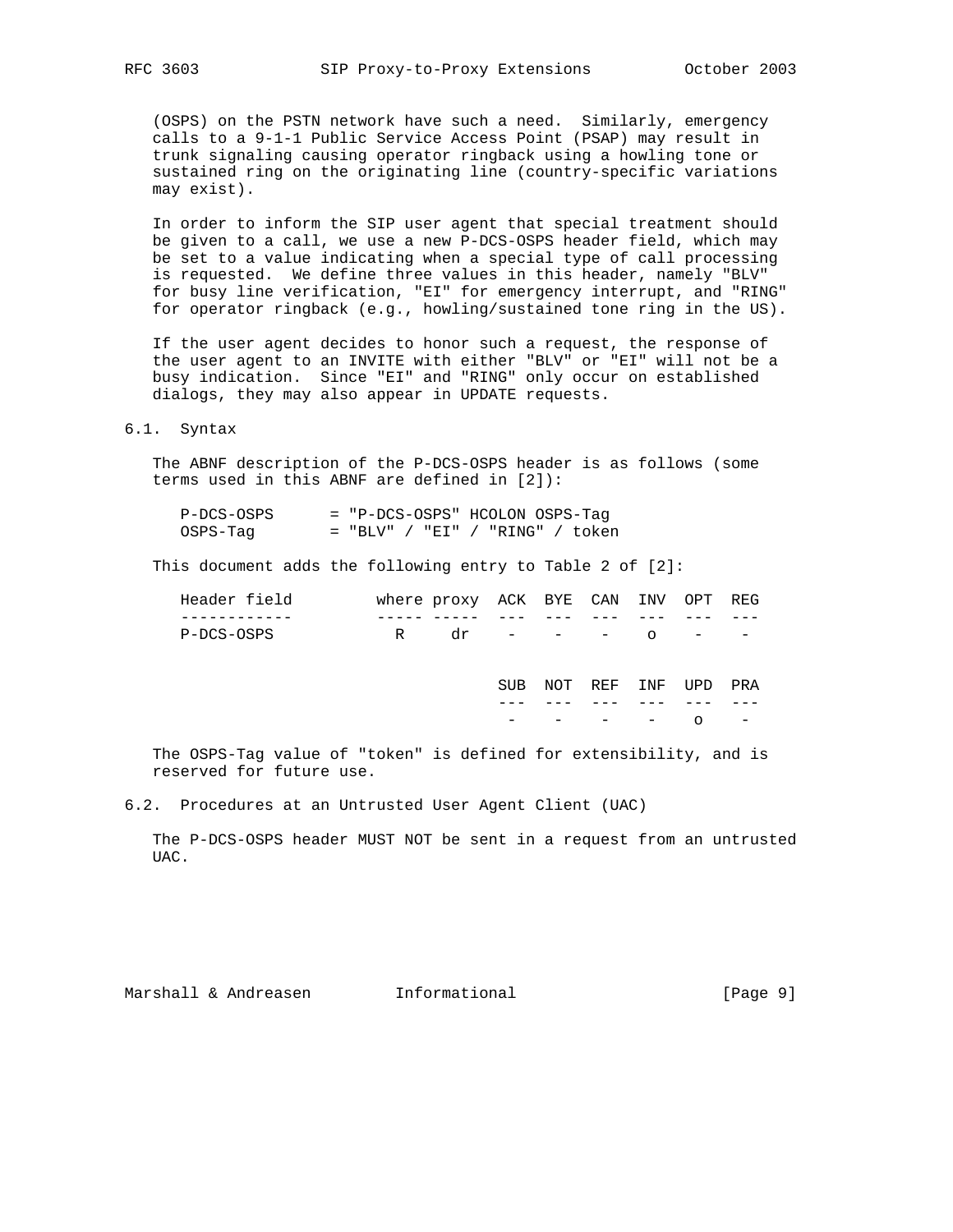(OSPS) on the PSTN network have such a need. Similarly, emergency calls to a 9-1-1 Public Service Access Point (PSAP) may result in trunk signaling causing operator ringback using a howling tone or sustained ring on the originating line (country-specific variations may exist).

In order to inform the SIP user agent that special treatment should be given to a call, we use a new P-DCS-OSPS header field, which may be set to a value indicating when a special type of call processing is requested. We define three values in this header, namely "BLV" for busy line verification, "EI" for emergency interrupt, and "RING" for operator ringback (e.g., howling/sustained tone ring in the US).

If the user agent decides to honor such a request, the response of the user agent to an INVITE with either "BLV" or "EI" will not be a busy indication. Since "EI" and "RING" only occur on established dialogs, they may also appear in UPDATE requests.

## 6.1. Syntax

The ABNF description of the P-DCS-OSPS header is as follows (some terms used in this ABNF are defined in [2]):

```
P-DCS-OSPS      = "P-DCS-OSPS" HCOLON OSPS-Tag
OSPS-Tag        = "BLV" / "EI" / "RING" / token
```

This document adds the following entry to Table 2 of [2]:

| Header field | where | proxy | ACK | BYE | CAN | INV | OPT | REG |
|---|---|---|---|---|---|---|---|---|
| P-DCS-OSPS | R | dr | - | - | - | o | - | - |

| SUB | NOT | REF | INF | UPD | PRA |
|---|---|---|---|---|---|
| - | - | - | - | o | - |

The OSPS-Tag value of "token" is defined for extensibility, and is reserved for future use.

## 6.2. Procedures at an Untrusted User Agent Client (UAC)

The P-DCS-OSPS header MUST NOT be sent in a request from an untrusted UAC.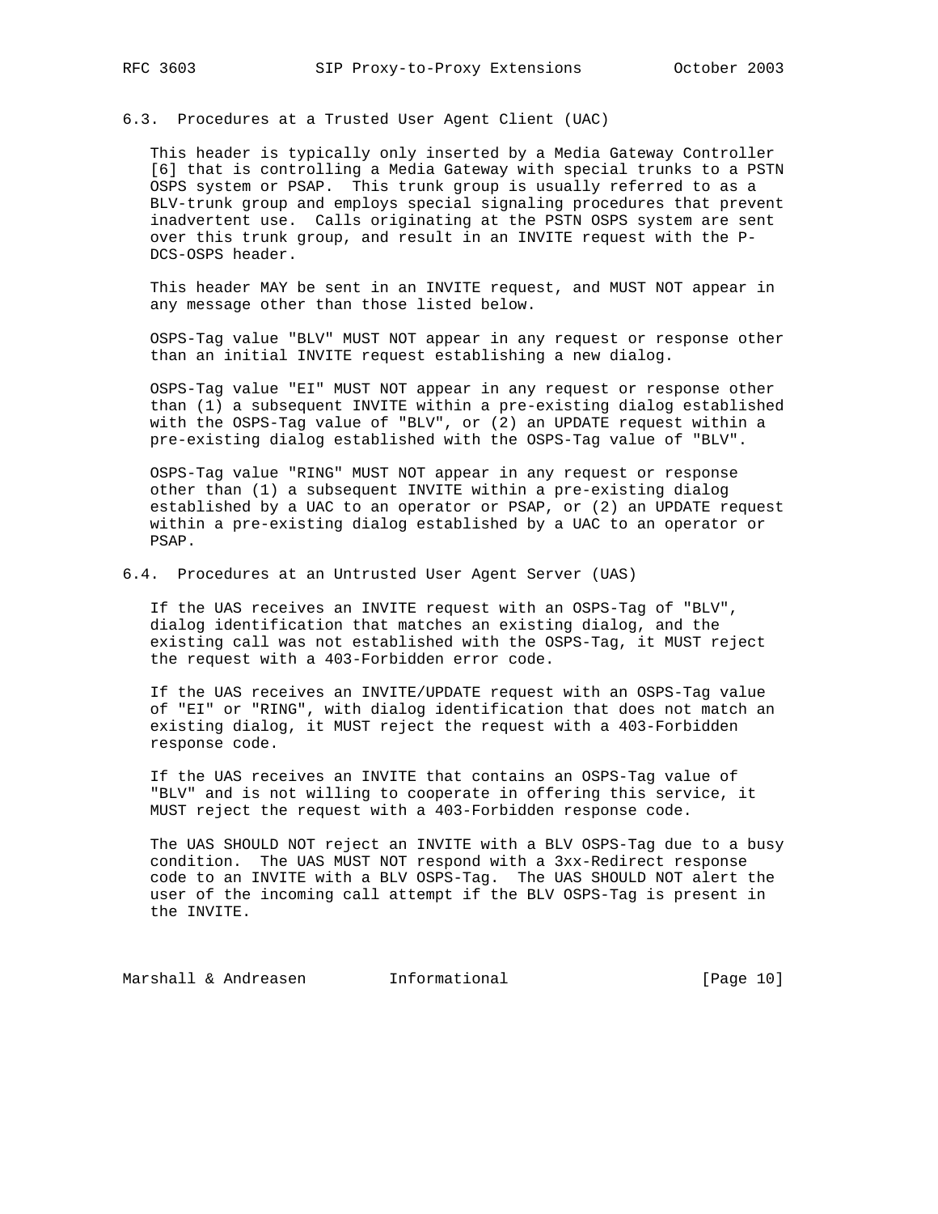### 6.3. Procedures at a Trusted User Agent Client (UAC)

This header is typically only inserted by a Media Gateway Controller [6] that is controlling a Media Gateway with special trunks to a PSTN OSPS system or PSAP. This trunk group is usually referred to as a BLV-trunk group and employs special signaling procedures that prevent inadvertent use. Calls originating at the PSTN OSPS system are sent over this trunk group, and result in an INVITE request with the P-DCS-OSPS header.

This header MAY be sent in an INVITE request, and MUST NOT appear in any message other than those listed below.

OSPS-Tag value "BLV" MUST NOT appear in any request or response other than an initial INVITE request establishing a new dialog.

OSPS-Tag value "EI" MUST NOT appear in any request or response other than (1) a subsequent INVITE within a pre-existing dialog established with the OSPS-Tag value of "BLV", or (2) an UPDATE request within a pre-existing dialog established with the OSPS-Tag value of "BLV".

OSPS-Tag value "RING" MUST NOT appear in any request or response other than (1) a subsequent INVITE within a pre-existing dialog established by a UAC to an operator or PSAP, or (2) an UPDATE request within a pre-existing dialog established by a UAC to an operator or PSAP.

### 6.4. Procedures at an Untrusted User Agent Server (UAS)

If the UAS receives an INVITE request with an OSPS-Tag of "BLV", dialog identification that matches an existing dialog, and the existing call was not established with the OSPS-Tag, it MUST reject the request with a 403-Forbidden error code.

If the UAS receives an INVITE/UPDATE request with an OSPS-Tag value of "EI" or "RING", with dialog identification that does not match an existing dialog, it MUST reject the request with a 403-Forbidden response code.

If the UAS receives an INVITE that contains an OSPS-Tag value of "BLV" and is not willing to cooperate in offering this service, it MUST reject the request with a 403-Forbidden response code.

The UAS SHOULD NOT reject an INVITE with a BLV OSPS-Tag due to a busy condition. The UAS MUST NOT respond with a 3xx-Redirect response code to an INVITE with a BLV OSPS-Tag. The UAS SHOULD NOT alert the user of the incoming call attempt if the BLV OSPS-Tag is present in the INVITE.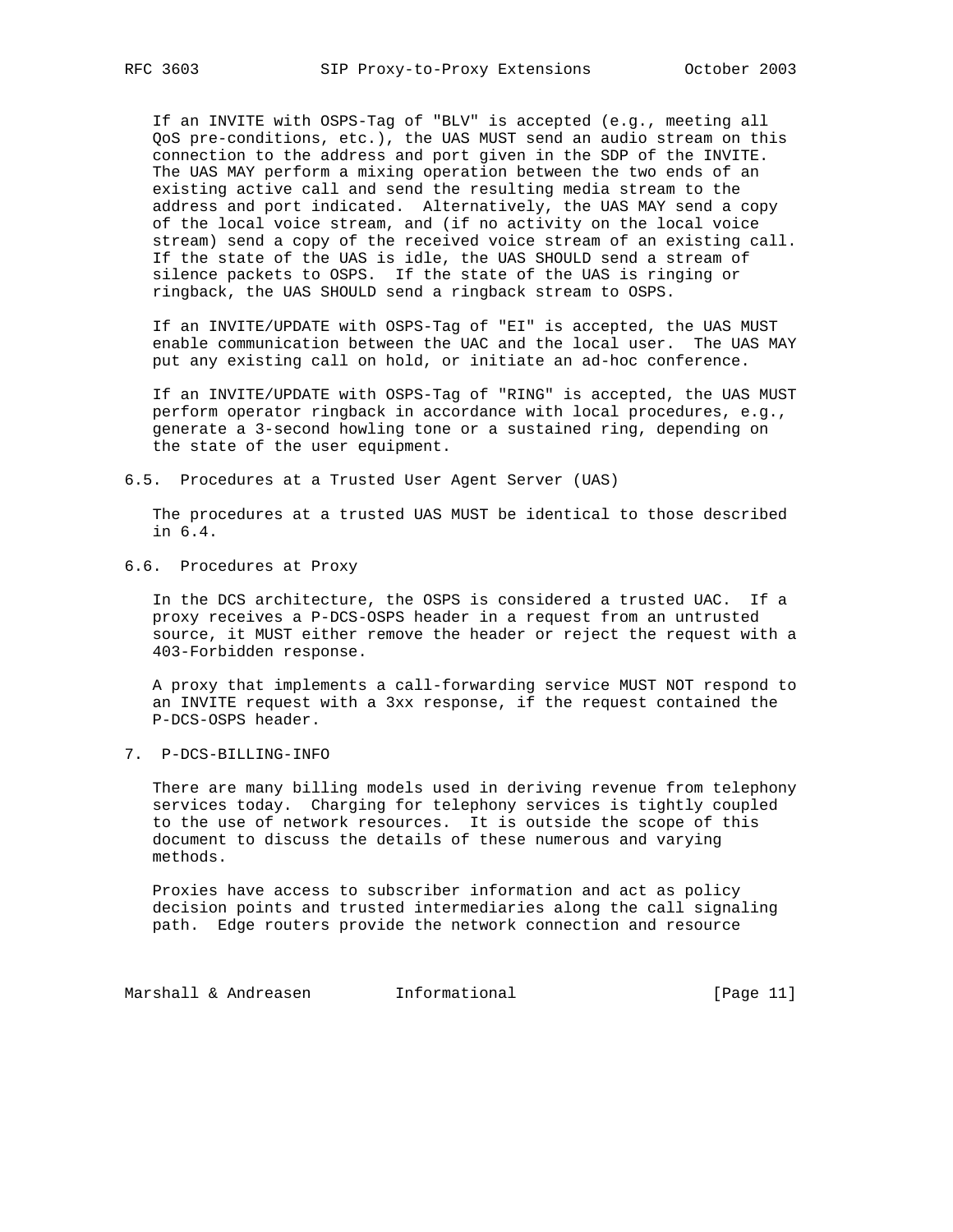If an INVITE with OSPS-Tag of "BLV" is accepted (e.g., meeting all QoS pre-conditions, etc.), the UAS MUST send an audio stream on this connection to the address and port given in the SDP of the INVITE. The UAS MAY perform a mixing operation between the two ends of an existing active call and send the resulting media stream to the address and port indicated. Alternatively, the UAS MAY send a copy of the local voice stream, and (if no activity on the local voice stream) send a copy of the received voice stream of an existing call. If the state of the UAS is idle, the UAS SHOULD send a stream of silence packets to OSPS. If the state of the UAS is ringing or ringback, the UAS SHOULD send a ringback stream to OSPS.

If an INVITE/UPDATE with OSPS-Tag of "EI" is accepted, the UAS MUST enable communication between the UAC and the local user. The UAS MAY put any existing call on hold, or initiate an ad-hoc conference.

If an INVITE/UPDATE with OSPS-Tag of "RING" is accepted, the UAS MUST perform operator ringback in accordance with local procedures, e.g., generate a 3-second howling tone or a sustained ring, depending on the state of the user equipment.

### 6.5. Procedures at a Trusted User Agent Server (UAS)

The procedures at a trusted UAS MUST be identical to those described in 6.4.

### 6.6. Procedures at Proxy

In the DCS architecture, the OSPS is considered a trusted UAC. If a proxy receives a P-DCS-OSPS header in a request from an untrusted source, it MUST either remove the header or reject the request with a 403-Forbidden response.

A proxy that implements a call-forwarding service MUST NOT respond to an INVITE request with a 3xx response, if the request contained the P-DCS-OSPS header.

## 7. P-DCS-BILLING-INFO

There are many billing models used in deriving revenue from telephony services today. Charging for telephony services is tightly coupled to the use of network resources. It is outside the scope of this document to discuss the details of these numerous and varying methods.

Proxies have access to subscriber information and act as policy decision points and trusted intermediaries along the call signaling path. Edge routers provide the network connection and resource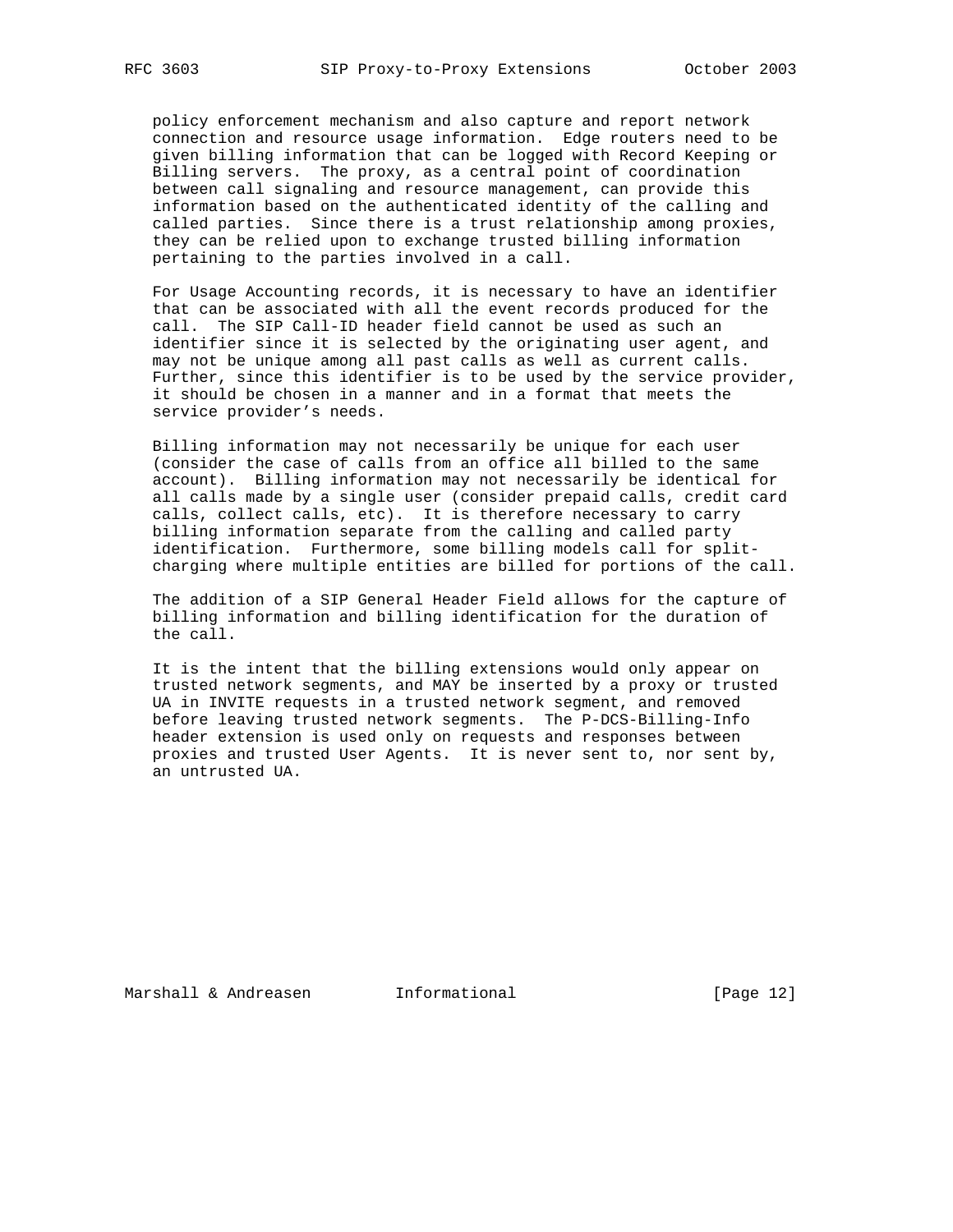policy enforcement mechanism and also capture and report network connection and resource usage information. Edge routers need to be given billing information that can be logged with Record Keeping or Billing servers. The proxy, as a central point of coordination between call signaling and resource management, can provide this information based on the authenticated identity of the calling and called parties. Since there is a trust relationship among proxies, they can be relied upon to exchange trusted billing information pertaining to the parties involved in a call.

For Usage Accounting records, it is necessary to have an identifier that can be associated with all the event records produced for the call. The SIP Call-ID header field cannot be used as such an identifier since it is selected by the originating user agent, and may not be unique among all past calls as well as current calls. Further, since this identifier is to be used by the service provider, it should be chosen in a manner and in a format that meets the service provider's needs.

Billing information may not necessarily be unique for each user (consider the case of calls from an office all billed to the same account). Billing information may not necessarily be identical for all calls made by a single user (consider prepaid calls, credit card calls, collect calls, etc). It is therefore necessary to carry billing information separate from the calling and called party identification. Furthermore, some billing models call for split-charging where multiple entities are billed for portions of the call.

The addition of a SIP General Header Field allows for the capture of billing information and billing identification for the duration of the call.

It is the intent that the billing extensions would only appear on trusted network segments, and MAY be inserted by a proxy or trusted UA in INVITE requests in a trusted network segment, and removed before leaving trusted network segments. The P-DCS-Billing-Info header extension is used only on requests and responses between proxies and trusted User Agents. It is never sent to, nor sent by, an untrusted UA.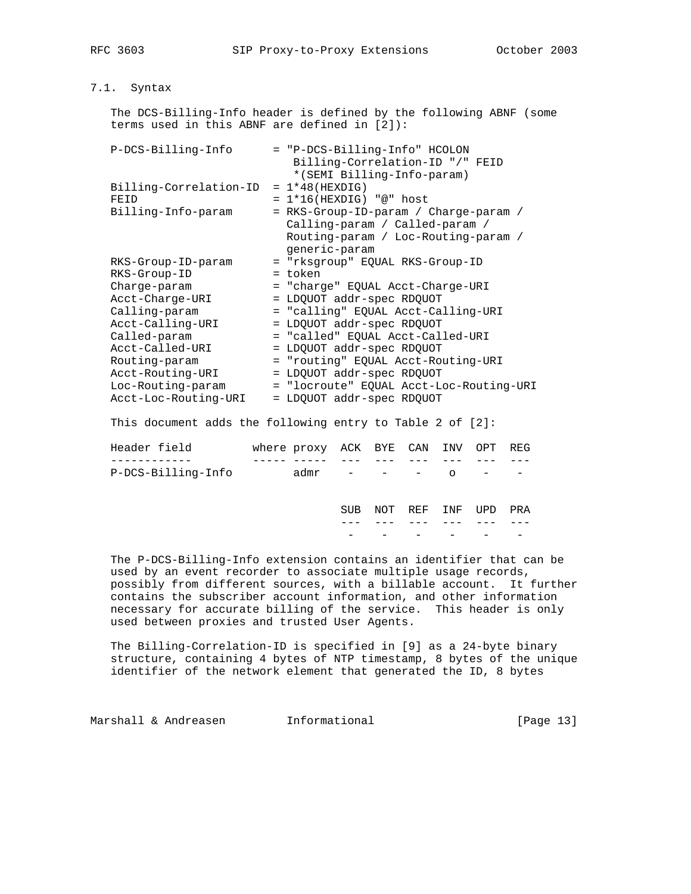### 7.1. Syntax

The DCS-Billing-Info header is defined by the following ABNF (some terms used in this ABNF are defined in [2]):

```
P-DCS-Billing-Info      = "P-DCS-Billing-Info" HCOLON
                           Billing-Correlation-ID "/" FEID
                           *(SEMI Billing-Info-param)
Billing-Correlation-ID  = 1*48(HEXDIG)
FEID                    = 1*16(HEXDIG) "@" host
Billing-Info-param      = RKS-Group-ID-param / Charge-param /
                          Calling-param / Called-param /
                          Routing-param / Loc-Routing-param /
                          generic-param
RKS-Group-ID-param      = "rksgroup" EQUAL RKS-Group-ID
RKS-Group-ID            = token
Charge-param            = "charge" EQUAL Acct-Charge-URI
Acct-Charge-URI         = LDQUOT addr-spec RDQUOT
Calling-param           = "calling" EQUAL Acct-Calling-URI
Acct-Calling-URI        = LDQUOT addr-spec RDQUOT
Called-param            = "called" EQUAL Acct-Called-URI
Acct-Called-URI         = LDQUOT addr-spec RDQUOT
Routing-param           = "routing" EQUAL Acct-Routing-URI
Acct-Routing-URI        = LDQUOT addr-spec RDQUOT
Loc-Routing-param       = "locroute" EQUAL Acct-Loc-Routing-URI
Acct-Loc-Routing-URI    = LDQUOT addr-spec RDQUOT
```

This document adds the following entry to Table 2 of [2]:

```
Header field         where proxy  ACK  BYE  CAN  INV  OPT  REG
------------         ----- -----  ---  ---  ---  ---  ---  ---
P-DCS-Billing-Info         admr    -    -    -    o    -    -


                                  SUB  NOT  REF  INF  UPD  PRA
                                  ---  ---  ---  ---  ---  ---
                                   -    -    -    -    -    -
```

The P-DCS-Billing-Info extension contains an identifier that can be used by an event recorder to associate multiple usage records, possibly from different sources, with a billable account. It further contains the subscriber account information, and other information necessary for accurate billing of the service. This header is only used between proxies and trusted User Agents.

The Billing-Correlation-ID is specified in [9] as a 24-byte binary structure, containing 4 bytes of NTP timestamp, 8 bytes of the unique identifier of the network element that generated the ID, 8 bytes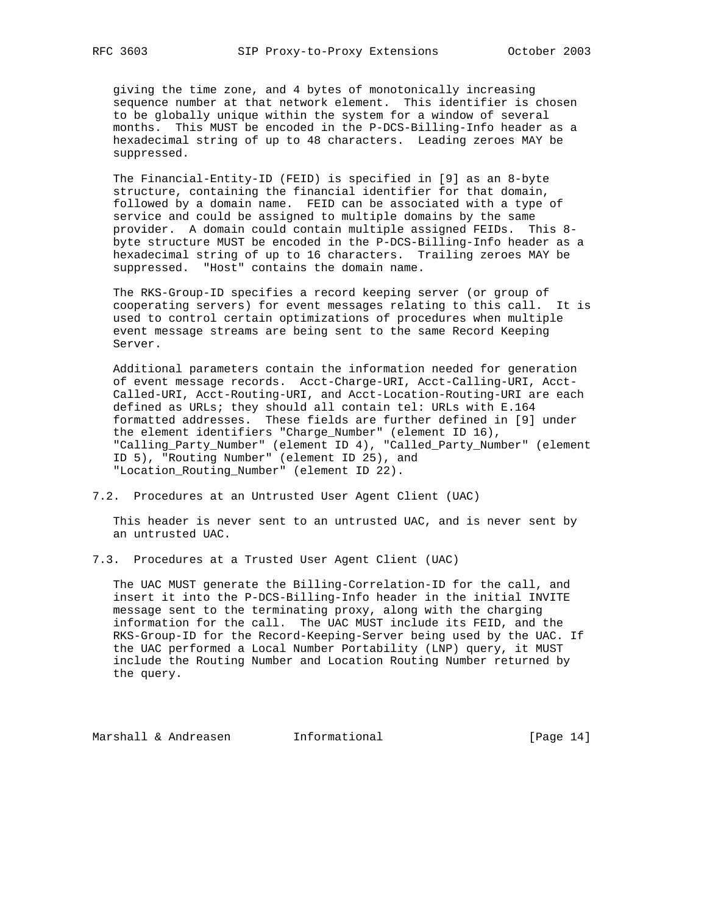giving the time zone, and 4 bytes of monotonically increasing sequence number at that network element. This identifier is chosen to be globally unique within the system for a window of several months. This MUST be encoded in the P-DCS-Billing-Info header as a hexadecimal string of up to 48 characters. Leading zeroes MAY be suppressed.

The Financial-Entity-ID (FEID) is specified in [9] as an 8-byte structure, containing the financial identifier for that domain, followed by a domain name. FEID can be associated with a type of service and could be assigned to multiple domains by the same provider. A domain could contain multiple assigned FEIDs. This 8-byte structure MUST be encoded in the P-DCS-Billing-Info header as a hexadecimal string of up to 16 characters. Trailing zeroes MAY be suppressed. "Host" contains the domain name.

The RKS-Group-ID specifies a record keeping server (or group of cooperating servers) for event messages relating to this call. It is used to control certain optimizations of procedures when multiple event message streams are being sent to the same Record Keeping Server.

Additional parameters contain the information needed for generation of event message records. Acct-Charge-URI, Acct-Calling-URI, Acct-Called-URI, Acct-Routing-URI, and Acct-Location-Routing-URI are each defined as URLs; they should all contain tel: URLs with E.164 formatted addresses. These fields are further defined in [9] under the element identifiers "Charge_Number" (element ID 16), "Calling_Party_Number" (element ID 4), "Called_Party_Number" (element ID 5), "Routing Number" (element ID 25), and "Location_Routing_Number" (element ID 22).

## 7.2. Procedures at an Untrusted User Agent Client (UAC)

This header is never sent to an untrusted UAC, and is never sent by an untrusted UAC.

## 7.3. Procedures at a Trusted User Agent Client (UAC)

The UAC MUST generate the Billing-Correlation-ID for the call, and insert it into the P-DCS-Billing-Info header in the initial INVITE message sent to the terminating proxy, along with the charging information for the call. The UAC MUST include its FEID, and the RKS-Group-ID for the Record-Keeping-Server being used by the UAC. If the UAC performed a Local Number Portability (LNP) query, it MUST include the Routing Number and Location Routing Number returned by the query.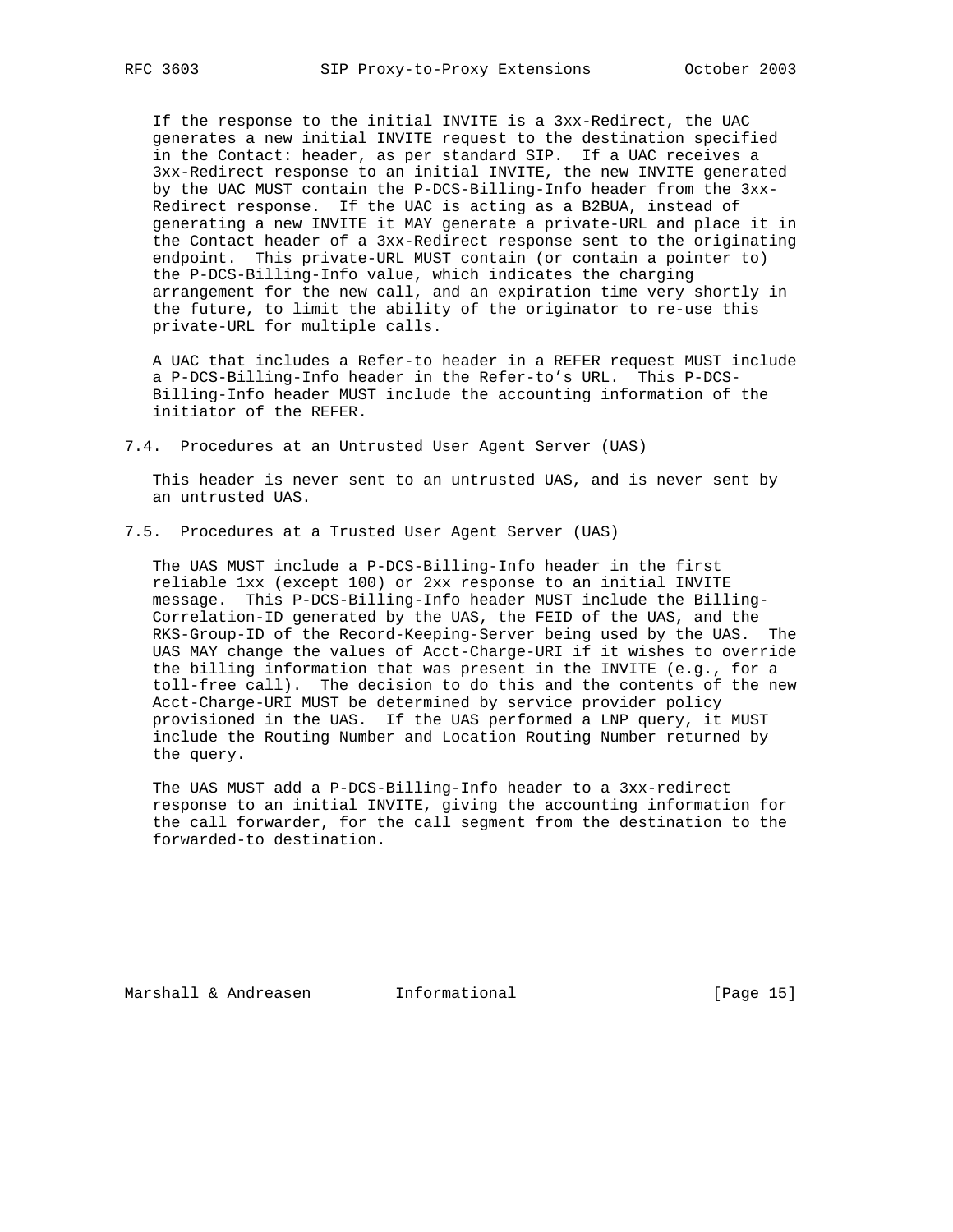If the response to the initial INVITE is a 3xx-Redirect, the UAC generates a new initial INVITE request to the destination specified in the Contact: header, as per standard SIP. If a UAC receives a 3xx-Redirect response to an initial INVITE, the new INVITE generated by the UAC MUST contain the P-DCS-Billing-Info header from the 3xx-Redirect response. If the UAC is acting as a B2BUA, instead of generating a new INVITE it MAY generate a private-URL and place it in the Contact header of a 3xx-Redirect response sent to the originating endpoint. This private-URL MUST contain (or contain a pointer to) the P-DCS-Billing-Info value, which indicates the charging arrangement for the new call, and an expiration time very shortly in the future, to limit the ability of the originator to re-use this private-URL for multiple calls.

A UAC that includes a Refer-to header in a REFER request MUST include a P-DCS-Billing-Info header in the Refer-to's URL. This P-DCS-Billing-Info header MUST include the accounting information of the initiator of the REFER.

### 7.4. Procedures at an Untrusted User Agent Server (UAS)

This header is never sent to an untrusted UAS, and is never sent by an untrusted UAS.

### 7.5. Procedures at a Trusted User Agent Server (UAS)

The UAS MUST include a P-DCS-Billing-Info header in the first reliable 1xx (except 100) or 2xx response to an initial INVITE message. This P-DCS-Billing-Info header MUST include the Billing-Correlation-ID generated by the UAS, the FEID of the UAS, and the RKS-Group-ID of the Record-Keeping-Server being used by the UAS. The UAS MAY change the values of Acct-Charge-URI if it wishes to override the billing information that was present in the INVITE (e.g., for a toll-free call). The decision to do this and the contents of the new Acct-Charge-URI MUST be determined by service provider policy provisioned in the UAS. If the UAS performed a LNP query, it MUST include the Routing Number and Location Routing Number returned by the query.

The UAS MUST add a P-DCS-Billing-Info header to a 3xx-redirect response to an initial INVITE, giving the accounting information for the call forwarder, for the call segment from the destination to the forwarded-to destination.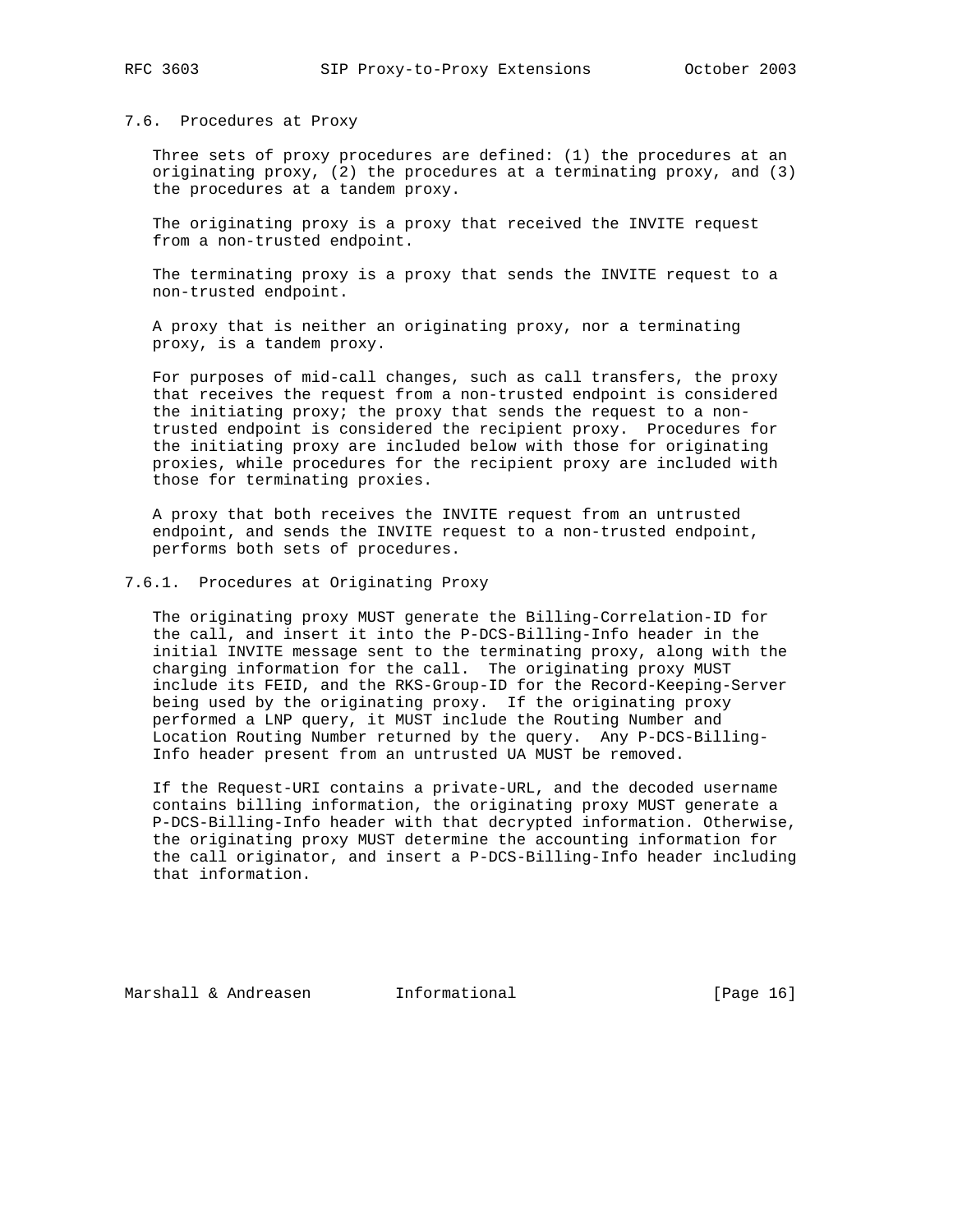### 7.6. Procedures at Proxy

Three sets of proxy procedures are defined: (1) the procedures at an originating proxy, (2) the procedures at a terminating proxy, and (3) the procedures at a tandem proxy.

The originating proxy is a proxy that received the INVITE request from a non-trusted endpoint.

The terminating proxy is a proxy that sends the INVITE request to a non-trusted endpoint.

A proxy that is neither an originating proxy, nor a terminating proxy, is a tandem proxy.

For purposes of mid-call changes, such as call transfers, the proxy that receives the request from a non-trusted endpoint is considered the initiating proxy; the proxy that sends the request to a non-trusted endpoint is considered the recipient proxy. Procedures for the initiating proxy are included below with those for originating proxies, while procedures for the recipient proxy are included with those for terminating proxies.

A proxy that both receives the INVITE request from an untrusted endpoint, and sends the INVITE request to a non-trusted endpoint, performs both sets of procedures.

#### 7.6.1. Procedures at Originating Proxy

The originating proxy MUST generate the Billing-Correlation-ID for the call, and insert it into the P-DCS-Billing-Info header in the initial INVITE message sent to the terminating proxy, along with the charging information for the call. The originating proxy MUST include its FEID, and the RKS-Group-ID for the Record-Keeping-Server being used by the originating proxy. If the originating proxy performed a LNP query, it MUST include the Routing Number and Location Routing Number returned by the query. Any P-DCS-Billing-Info header present from an untrusted UA MUST be removed.

If the Request-URI contains a private-URL, and the decoded username contains billing information, the originating proxy MUST generate a P-DCS-Billing-Info header with that decrypted information. Otherwise, the originating proxy MUST determine the accounting information for the call originator, and insert a P-DCS-Billing-Info header including that information.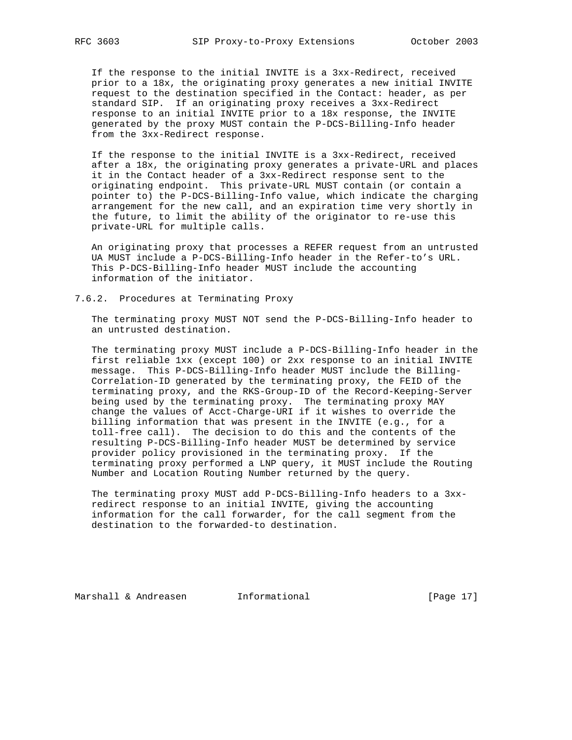If the response to the initial INVITE is a 3xx-Redirect, received prior to a 18x, the originating proxy generates a new initial INVITE request to the destination specified in the Contact: header, as per standard SIP. If an originating proxy receives a 3xx-Redirect response to an initial INVITE prior to a 18x response, the INVITE generated by the proxy MUST contain the P-DCS-Billing-Info header from the 3xx-Redirect response.

If the response to the initial INVITE is a 3xx-Redirect, received after a 18x, the originating proxy generates a private-URL and places it in the Contact header of a 3xx-Redirect response sent to the originating endpoint. This private-URL MUST contain (or contain a pointer to) the P-DCS-Billing-Info value, which indicate the charging arrangement for the new call, and an expiration time very shortly in the future, to limit the ability of the originator to re-use this private-URL for multiple calls.

An originating proxy that processes a REFER request from an untrusted UA MUST include a P-DCS-Billing-Info header in the Refer-to's URL. This P-DCS-Billing-Info header MUST include the accounting information of the initiator.

### 7.6.2. Procedures at Terminating Proxy

The terminating proxy MUST NOT send the P-DCS-Billing-Info header to an untrusted destination.

The terminating proxy MUST include a P-DCS-Billing-Info header in the first reliable 1xx (except 100) or 2xx response to an initial INVITE message. This P-DCS-Billing-Info header MUST include the Billing-Correlation-ID generated by the terminating proxy, the FEID of the terminating proxy, and the RKS-Group-ID of the Record-Keeping-Server being used by the terminating proxy. The terminating proxy MAY change the values of Acct-Charge-URI if it wishes to override the billing information that was present in the INVITE (e.g., for a toll-free call). The decision to do this and the contents of the resulting P-DCS-Billing-Info header MUST be determined by service provider policy provisioned in the terminating proxy. If the terminating proxy performed a LNP query, it MUST include the Routing Number and Location Routing Number returned by the query.

The terminating proxy MUST add P-DCS-Billing-Info headers to a 3xx-redirect response to an initial INVITE, giving the accounting information for the call forwarder, for the call segment from the destination to the forwarded-to destination.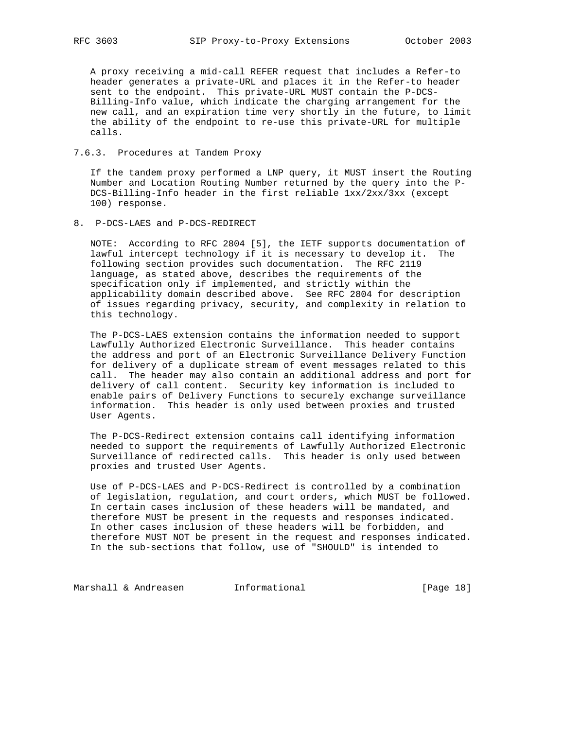A proxy receiving a mid-call REFER request that includes a Refer-to header generates a private-URL and places it in the Refer-to header sent to the endpoint. This private-URL MUST contain the P-DCS-Billing-Info value, which indicate the charging arrangement for the new call, and an expiration time very shortly in the future, to limit the ability of the endpoint to re-use this private-URL for multiple calls.

### 7.6.3. Procedures at Tandem Proxy

If the tandem proxy performed a LNP query, it MUST insert the Routing Number and Location Routing Number returned by the query into the P-DCS-Billing-Info header in the first reliable 1xx/2xx/3xx (except 100) response.

## 8. P-DCS-LAES and P-DCS-REDIRECT

NOTE: According to RFC 2804 [5], the IETF supports documentation of lawful intercept technology if it is necessary to develop it. The following section provides such documentation. The RFC 2119 language, as stated above, describes the requirements of the specification only if implemented, and strictly within the applicability domain described above. See RFC 2804 for description of issues regarding privacy, security, and complexity in relation to this technology.

The P-DCS-LAES extension contains the information needed to support Lawfully Authorized Electronic Surveillance. This header contains the address and port of an Electronic Surveillance Delivery Function for delivery of a duplicate stream of event messages related to this call. The header may also contain an additional address and port for delivery of call content. Security key information is included to enable pairs of Delivery Functions to securely exchange surveillance information. This header is only used between proxies and trusted User Agents.

The P-DCS-Redirect extension contains call identifying information needed to support the requirements of Lawfully Authorized Electronic Surveillance of redirected calls. This header is only used between proxies and trusted User Agents.

Use of P-DCS-LAES and P-DCS-Redirect is controlled by a combination of legislation, regulation, and court orders, which MUST be followed. In certain cases inclusion of these headers will be mandated, and therefore MUST be present in the requests and responses indicated. In other cases inclusion of these headers will be forbidden, and therefore MUST NOT be present in the request and responses indicated. In the sub-sections that follow, use of "SHOULD" is intended to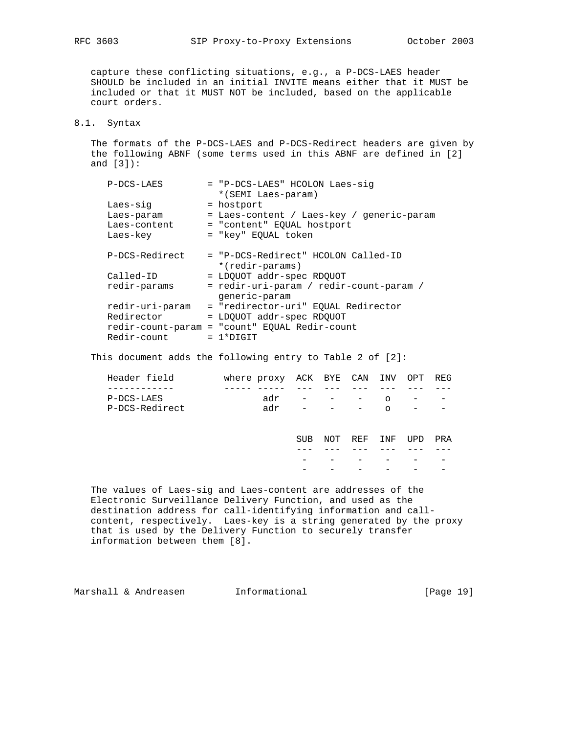capture these conflicting situations, e.g., a P-DCS-LAES header SHOULD be included in an initial INVITE means either that it MUST be included or that it MUST NOT be included, based on the applicable court orders.

## 8.1. Syntax

The formats of the P-DCS-LAES and P-DCS-Redirect headers are given by the following ABNF (some terms used in this ABNF are defined in [2] and [3]):

```
P-DCS-LAES        = "P-DCS-LAES" HCOLON Laes-sig
                    *(SEMI Laes-param)
Laes-sig          = hostport
Laes-param        = Laes-content / Laes-key / generic-param
Laes-content      = "content" EQUAL hostport
Laes-key          = "key" EQUAL token

P-DCS-Redirect    = "P-DCS-Redirect" HCOLON Called-ID
                    *(redir-params)
Called-ID         = LDQUOT addr-spec RDQUOT
redir-params      = redir-uri-param / redir-count-param /
                    generic-param
redir-uri-param   = "redirector-uri" EQUAL Redirector
Redirector        = LDQUOT addr-spec RDQUOT
redir-count-param = "count" EQUAL Redir-count
Redir-count       = 1*DIGIT
```

This document adds the following entry to Table 2 of [2]:

| Header field | where | proxy | ACK | BYE | CAN | INV | OPT | REG | SUB | NOT | REF | INF | UPD | PRA |
|---|---|---|---|---|---|---|---|---|---|---|---|---|---|---|
| P-DCS-LAES | | adr | - | - | - | o | - | - | - | - | - | - | - | - |
| P-DCS-Redirect | | adr | - | - | - | o | - | - | - | - | - | - | - | - |

The values of Laes-sig and Laes-content are addresses of the Electronic Surveillance Delivery Function, and used as the destination address for call-identifying information and call-content, respectively. Laes-key is a string generated by the proxy that is used by the Delivery Function to securely transfer information between them [8].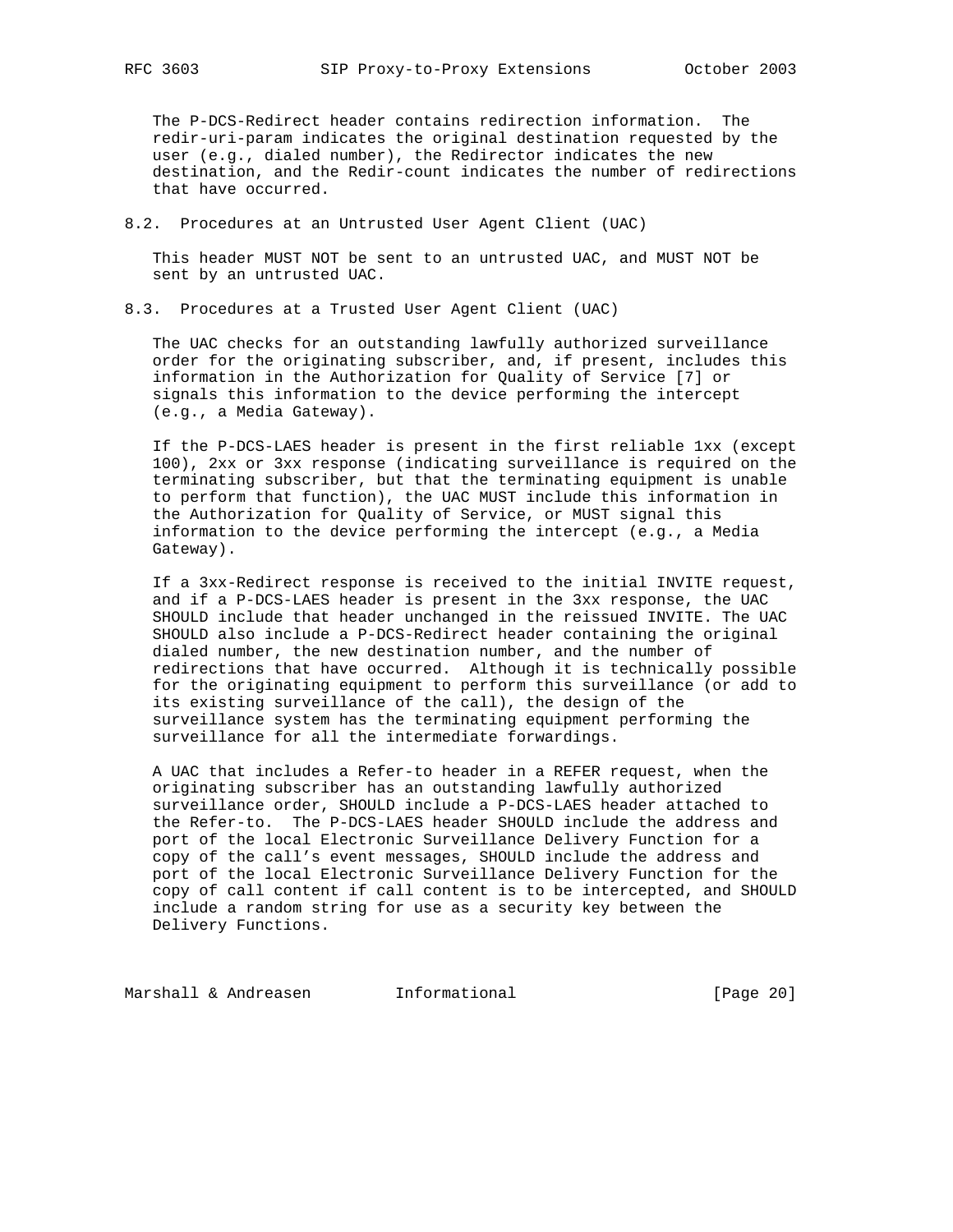The P-DCS-Redirect header contains redirection information. The redir-uri-param indicates the original destination requested by the user (e.g., dialed number), the Redirector indicates the new destination, and the Redir-count indicates the number of redirections that have occurred.

## 8.2. Procedures at an Untrusted User Agent Client (UAC)

This header MUST NOT be sent to an untrusted UAC, and MUST NOT be sent by an untrusted UAC.

## 8.3. Procedures at a Trusted User Agent Client (UAC)

The UAC checks for an outstanding lawfully authorized surveillance order for the originating subscriber, and, if present, includes this information in the Authorization for Quality of Service [7] or signals this information to the device performing the intercept (e.g., a Media Gateway).

If the P-DCS-LAES header is present in the first reliable 1xx (except 100), 2xx or 3xx response (indicating surveillance is required on the terminating subscriber, but that the terminating equipment is unable to perform that function), the UAC MUST include this information in the Authorization for Quality of Service, or MUST signal this information to the device performing the intercept (e.g., a Media Gateway).

If a 3xx-Redirect response is received to the initial INVITE request, and if a P-DCS-LAES header is present in the 3xx response, the UAC SHOULD include that header unchanged in the reissued INVITE. The UAC SHOULD also include a P-DCS-Redirect header containing the original dialed number, the new destination number, and the number of redirections that have occurred. Although it is technically possible for the originating equipment to perform this surveillance (or add to its existing surveillance of the call), the design of the surveillance system has the terminating equipment performing the surveillance for all the intermediate forwardings.

A UAC that includes a Refer-to header in a REFER request, when the originating subscriber has an outstanding lawfully authorized surveillance order, SHOULD include a P-DCS-LAES header attached to the Refer-to. The P-DCS-LAES header SHOULD include the address and port of the local Electronic Surveillance Delivery Function for a copy of the call's event messages, SHOULD include the address and port of the local Electronic Surveillance Delivery Function for the copy of call content if call content is to be intercepted, and SHOULD include a random string for use as a security key between the Delivery Functions.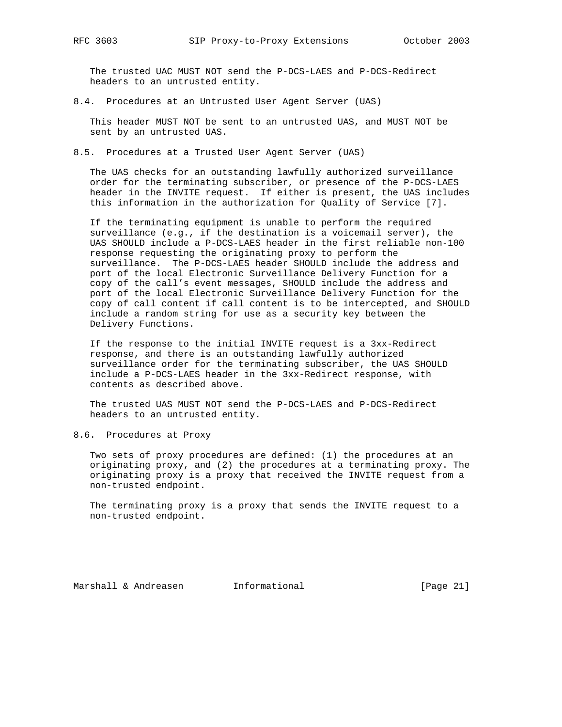The trusted UAC MUST NOT send the P-DCS-LAES and P-DCS-Redirect headers to an untrusted entity.

### 8.4. Procedures at an Untrusted User Agent Server (UAS)

This header MUST NOT be sent to an untrusted UAS, and MUST NOT be sent by an untrusted UAS.

### 8.5. Procedures at a Trusted User Agent Server (UAS)

The UAS checks for an outstanding lawfully authorized surveillance order for the terminating subscriber, or presence of the P-DCS-LAES header in the INVITE request. If either is present, the UAS includes this information in the authorization for Quality of Service [7].

If the terminating equipment is unable to perform the required surveillance (e.g., if the destination is a voicemail server), the UAS SHOULD include a P-DCS-LAES header in the first reliable non-100 response requesting the originating proxy to perform the surveillance. The P-DCS-LAES header SHOULD include the address and port of the local Electronic Surveillance Delivery Function for a copy of the call's event messages, SHOULD include the address and port of the local Electronic Surveillance Delivery Function for the copy of call content if call content is to be intercepted, and SHOULD include a random string for use as a security key between the Delivery Functions.

If the response to the initial INVITE request is a 3xx-Redirect response, and there is an outstanding lawfully authorized surveillance order for the terminating subscriber, the UAS SHOULD include a P-DCS-LAES header in the 3xx-Redirect response, with contents as described above.

The trusted UAS MUST NOT send the P-DCS-LAES and P-DCS-Redirect headers to an untrusted entity.

### 8.6. Procedures at Proxy

Two sets of proxy procedures are defined: (1) the procedures at an originating proxy, and (2) the procedures at a terminating proxy. The originating proxy is a proxy that received the INVITE request from a non-trusted endpoint.

The terminating proxy is a proxy that sends the INVITE request to a non-trusted endpoint.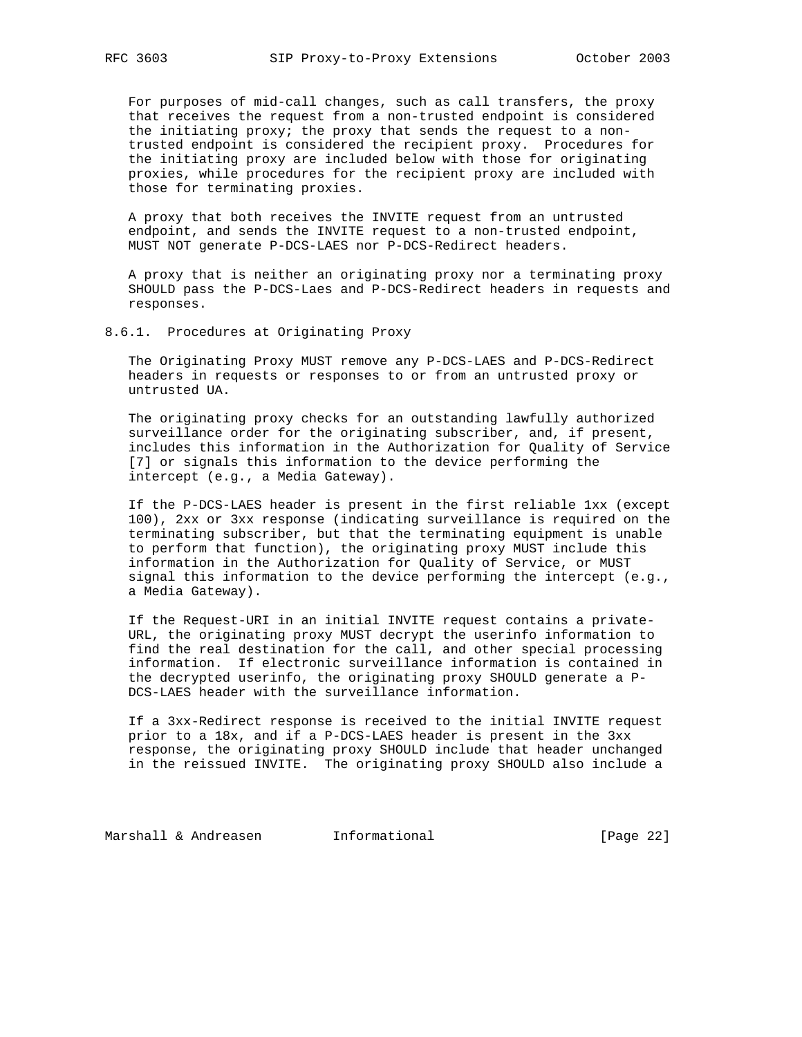For purposes of mid-call changes, such as call transfers, the proxy that receives the request from a non-trusted endpoint is considered the initiating proxy; the proxy that sends the request to a non-trusted endpoint is considered the recipient proxy. Procedures for the initiating proxy are included below with those for originating proxies, while procedures for the recipient proxy are included with those for terminating proxies.

A proxy that both receives the INVITE request from an untrusted endpoint, and sends the INVITE request to a non-trusted endpoint, MUST NOT generate P-DCS-LAES nor P-DCS-Redirect headers.

A proxy that is neither an originating proxy nor a terminating proxy SHOULD pass the P-DCS-Laes and P-DCS-Redirect headers in requests and responses.

### 8.6.1. Procedures at Originating Proxy

The Originating Proxy MUST remove any P-DCS-LAES and P-DCS-Redirect headers in requests or responses to or from an untrusted proxy or untrusted UA.

The originating proxy checks for an outstanding lawfully authorized surveillance order for the originating subscriber, and, if present, includes this information in the Authorization for Quality of Service [7] or signals this information to the device performing the intercept (e.g., a Media Gateway).

If the P-DCS-LAES header is present in the first reliable 1xx (except 100), 2xx or 3xx response (indicating surveillance is required on the terminating subscriber, but that the terminating equipment is unable to perform that function), the originating proxy MUST include this information in the Authorization for Quality of Service, or MUST signal this information to the device performing the intercept (e.g., a Media Gateway).

If the Request-URI in an initial INVITE request contains a private-URL, the originating proxy MUST decrypt the userinfo information to find the real destination for the call, and other special processing information. If electronic surveillance information is contained in the decrypted userinfo, the originating proxy SHOULD generate a P-DCS-LAES header with the surveillance information.

If a 3xx-Redirect response is received to the initial INVITE request prior to a 18x, and if a P-DCS-LAES header is present in the 3xx response, the originating proxy SHOULD include that header unchanged in the reissued INVITE. The originating proxy SHOULD also include a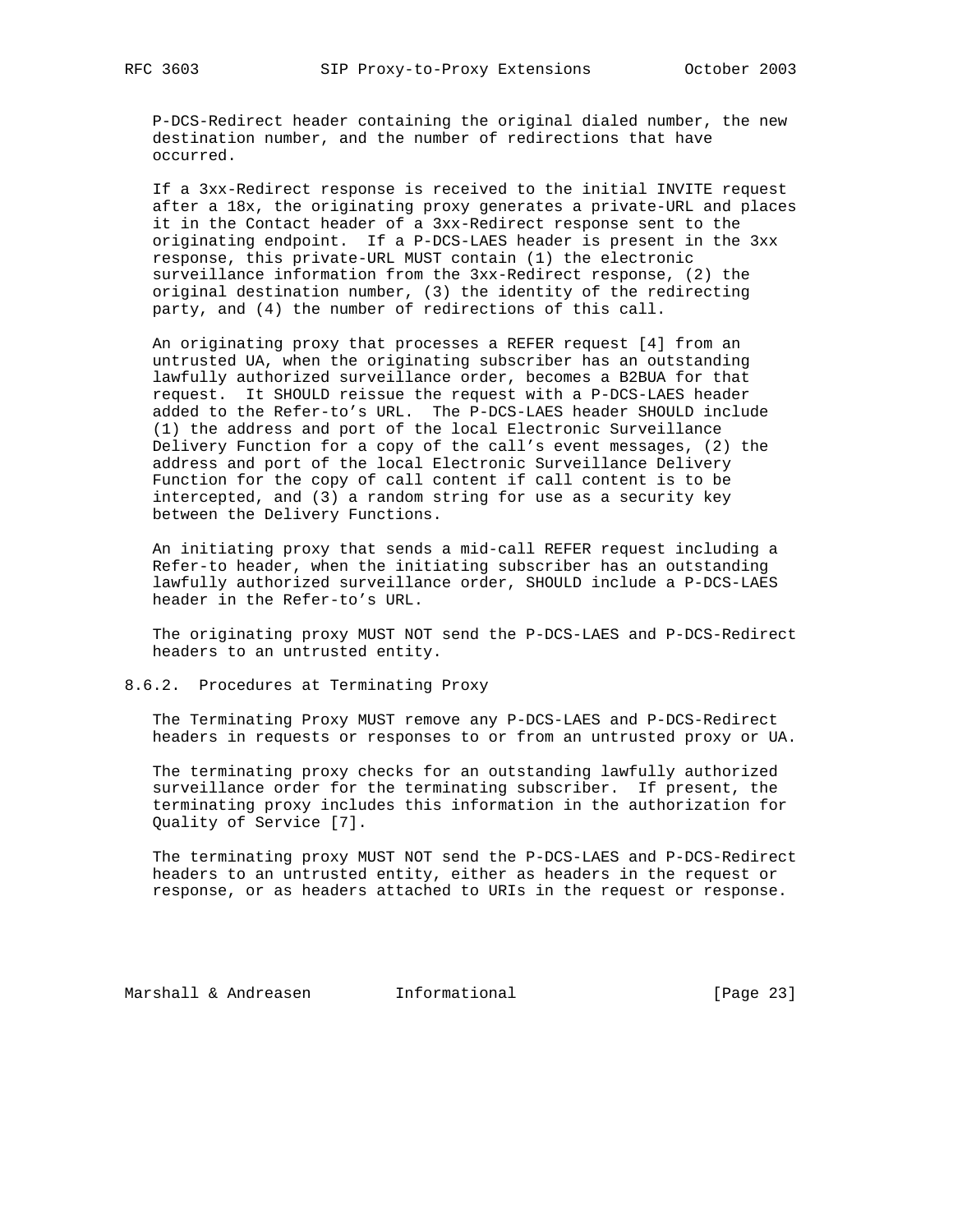P-DCS-Redirect header containing the original dialed number, the new destination number, and the number of redirections that have occurred.

If a 3xx-Redirect response is received to the initial INVITE request after a 18x, the originating proxy generates a private-URL and places it in the Contact header of a 3xx-Redirect response sent to the originating endpoint. If a P-DCS-LAES header is present in the 3xx response, this private-URL MUST contain (1) the electronic surveillance information from the 3xx-Redirect response, (2) the original destination number, (3) the identity of the redirecting party, and (4) the number of redirections of this call.

An originating proxy that processes a REFER request [4] from an untrusted UA, when the originating subscriber has an outstanding lawfully authorized surveillance order, becomes a B2BUA for that request. It SHOULD reissue the request with a P-DCS-LAES header added to the Refer-to's URL. The P-DCS-LAES header SHOULD include (1) the address and port of the local Electronic Surveillance Delivery Function for a copy of the call's event messages, (2) the address and port of the local Electronic Surveillance Delivery Function for the copy of call content if call content is to be intercepted, and (3) a random string for use as a security key between the Delivery Functions.

An initiating proxy that sends a mid-call REFER request including a Refer-to header, when the initiating subscriber has an outstanding lawfully authorized surveillance order, SHOULD include a P-DCS-LAES header in the Refer-to's URL.

The originating proxy MUST NOT send the P-DCS-LAES and P-DCS-Redirect headers to an untrusted entity.

### 8.6.2. Procedures at Terminating Proxy

The Terminating Proxy MUST remove any P-DCS-LAES and P-DCS-Redirect headers in requests or responses to or from an untrusted proxy or UA.

The terminating proxy checks for an outstanding lawfully authorized surveillance order for the terminating subscriber. If present, the terminating proxy includes this information in the authorization for Quality of Service [7].

The terminating proxy MUST NOT send the P-DCS-LAES and P-DCS-Redirect headers to an untrusted entity, either as headers in the request or response, or as headers attached to URIs in the request or response.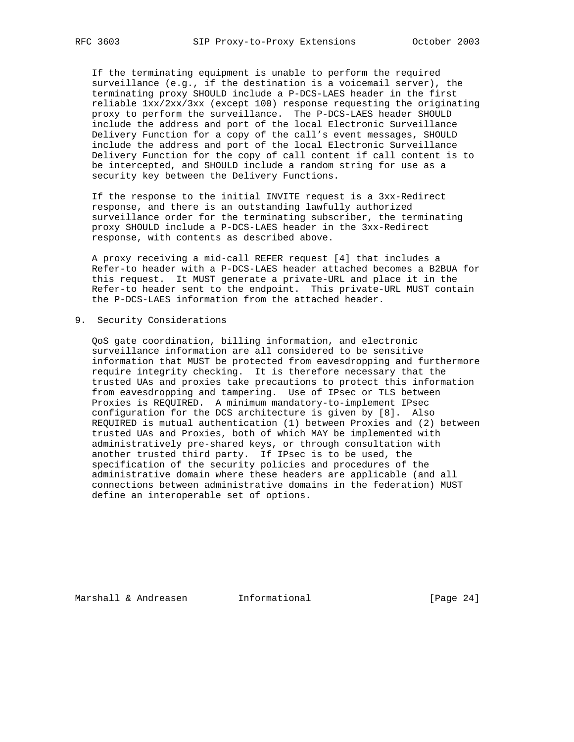If the terminating equipment is unable to perform the required surveillance (e.g., if the destination is a voicemail server), the terminating proxy SHOULD include a P-DCS-LAES header in the first reliable 1xx/2xx/3xx (except 100) response requesting the originating proxy to perform the surveillance. The P-DCS-LAES header SHOULD include the address and port of the local Electronic Surveillance Delivery Function for a copy of the call's event messages, SHOULD include the address and port of the local Electronic Surveillance Delivery Function for the copy of call content if call content is to be intercepted, and SHOULD include a random string for use as a security key between the Delivery Functions.

If the response to the initial INVITE request is a 3xx-Redirect response, and there is an outstanding lawfully authorized surveillance order for the terminating subscriber, the terminating proxy SHOULD include a P-DCS-LAES header in the 3xx-Redirect response, with contents as described above.

A proxy receiving a mid-call REFER request [4] that includes a Refer-to header with a P-DCS-LAES header attached becomes a B2BUA for this request. It MUST generate a private-URL and place it in the Refer-to header sent to the endpoint. This private-URL MUST contain the P-DCS-LAES information from the attached header.

## 9. Security Considerations

QoS gate coordination, billing information, and electronic surveillance information are all considered to be sensitive information that MUST be protected from eavesdropping and furthermore require integrity checking. It is therefore necessary that the trusted UAs and proxies take precautions to protect this information from eavesdropping and tampering. Use of IPsec or TLS between Proxies is REQUIRED. A minimum mandatory-to-implement IPsec configuration for the DCS architecture is given by [8]. Also REQUIRED is mutual authentication (1) between Proxies and (2) between trusted UAs and Proxies, both of which MAY be implemented with administratively pre-shared keys, or through consultation with another trusted third party. If IPsec is to be used, the specification of the security policies and procedures of the administrative domain where these headers are applicable (and all connections between administrative domains in the federation) MUST define an interoperable set of options.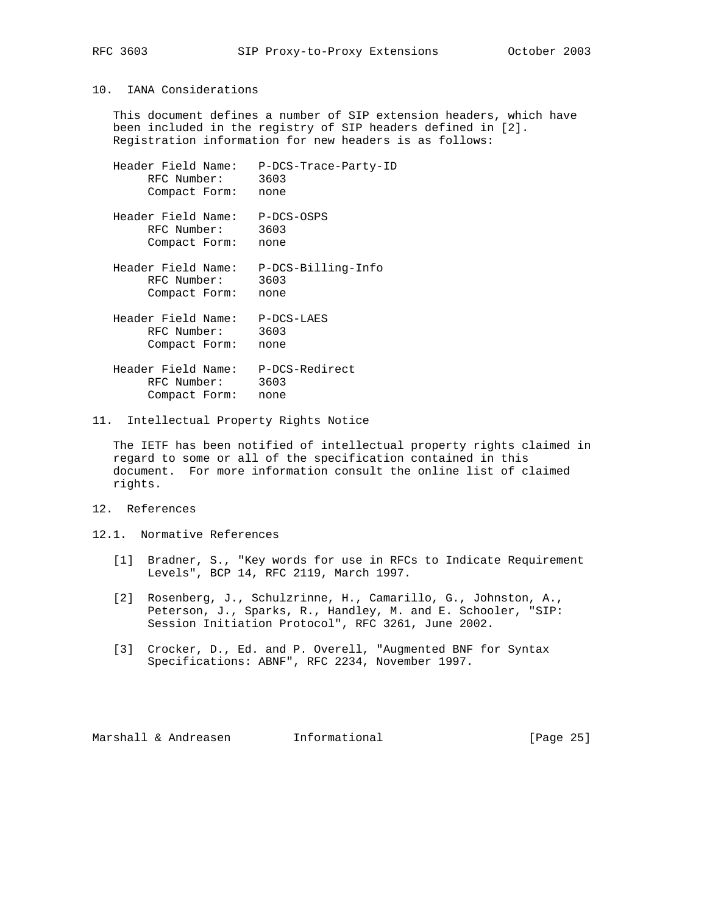## 10. IANA Considerations

This document defines a number of SIP extension headers, which have been included in the registry of SIP headers defined in [2]. Registration information for new headers is as follows:

```
Header Field Name:   P-DCS-Trace-Party-ID
     RFC Number:     3603
     Compact Form:   none

Header Field Name:   P-DCS-OSPS
     RFC Number:     3603
     Compact Form:   none

Header Field Name:   P-DCS-Billing-Info
     RFC Number:     3603
     Compact Form:   none

Header Field Name:   P-DCS-LAES
     RFC Number:     3603
     Compact Form:   none

Header Field Name:   P-DCS-Redirect
     RFC Number:     3603
     Compact Form:   none
```

## 11. Intellectual Property Rights Notice

The IETF has been notified of intellectual property rights claimed in regard to some or all of the specification contained in this document. For more information consult the online list of claimed rights.

## 12. References

### 12.1. Normative References

[1] Bradner, S., "Key words for use in RFCs to Indicate Requirement Levels", BCP 14, RFC 2119, March 1997.

[2] Rosenberg, J., Schulzrinne, H., Camarillo, G., Johnston, A., Peterson, J., Sparks, R., Handley, M. and E. Schooler, "SIP: Session Initiation Protocol", RFC 3261, June 2002.

[3] Crocker, D., Ed. and P. Overell, "Augmented BNF for Syntax Specifications: ABNF", RFC 2234, November 1997.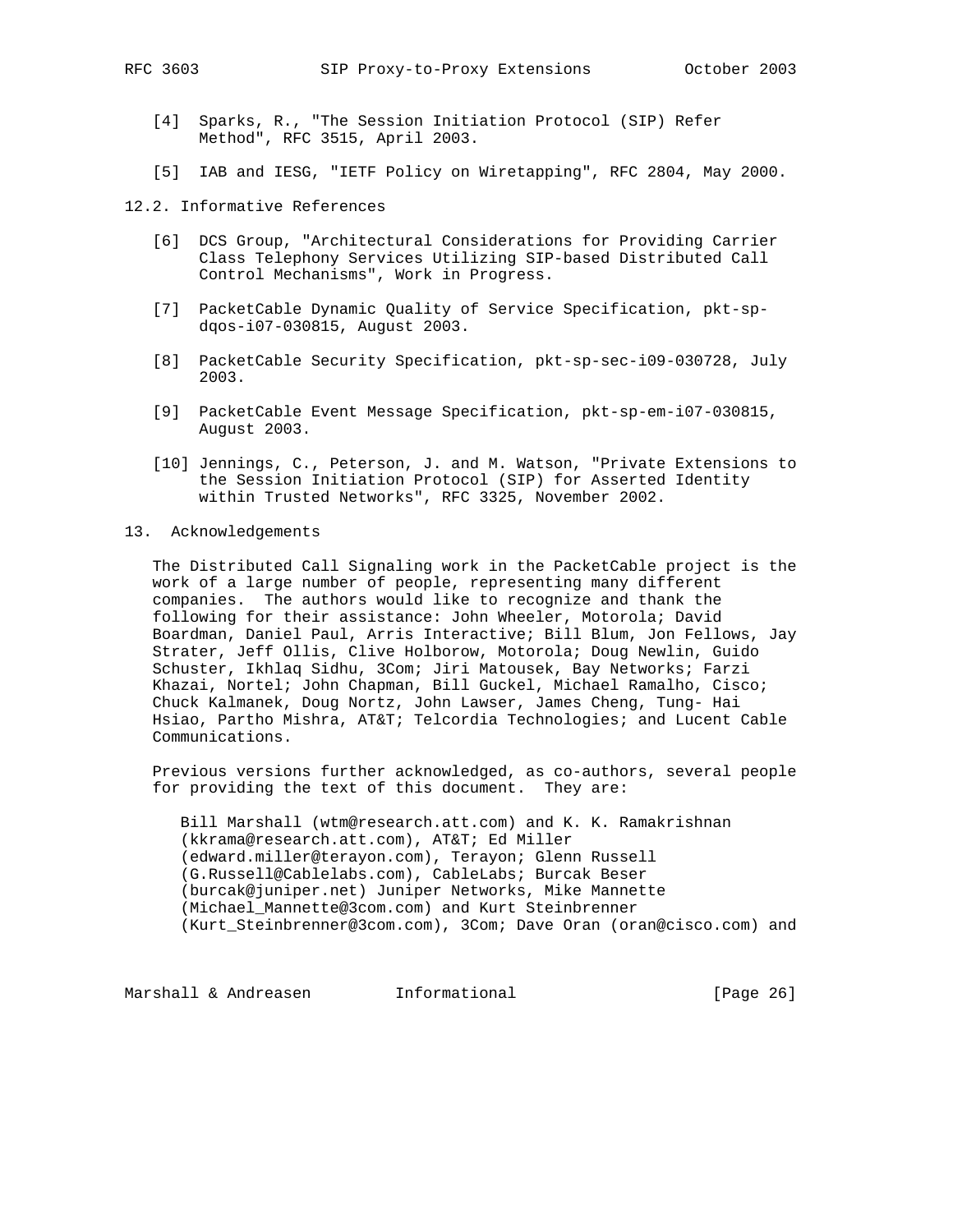[4] Sparks, R., "The Session Initiation Protocol (SIP) Refer Method", RFC 3515, April 2003.

[5] IAB and IESG, "IETF Policy on Wiretapping", RFC 2804, May 2000.

### 12.2. Informative References

[6] DCS Group, "Architectural Considerations for Providing Carrier Class Telephony Services Utilizing SIP-based Distributed Call Control Mechanisms", Work in Progress.

[7] PacketCable Dynamic Quality of Service Specification, pkt-sp-dqos-i07-030815, August 2003.

[8] PacketCable Security Specification, pkt-sp-sec-i09-030728, July 2003.

[9] PacketCable Event Message Specification, pkt-sp-em-i07-030815, August 2003.

[10] Jennings, C., Peterson, J. and M. Watson, "Private Extensions to the Session Initiation Protocol (SIP) for Asserted Identity within Trusted Networks", RFC 3325, November 2002.

## 13. Acknowledgements

The Distributed Call Signaling work in the PacketCable project is the work of a large number of people, representing many different companies. The authors would like to recognize and thank the following for their assistance: John Wheeler, Motorola; David Boardman, Daniel Paul, Arris Interactive; Bill Blum, Jon Fellows, Jay Strater, Jeff Ollis, Clive Holborow, Motorola; Doug Newlin, Guido Schuster, Ikhlaq Sidhu, 3Com; Jiri Matousek, Bay Networks; Farzi Khazai, Nortel; John Chapman, Bill Guckel, Michael Ramalho, Cisco; Chuck Kalmanek, Doug Nortz, John Lawser, James Cheng, Tung- Hai Hsiao, Partho Mishra, AT&T; Telcordia Technologies; and Lucent Cable Communications.

Previous versions further acknowledged, as co-authors, several people for providing the text of this document. They are:

Bill Marshall (wtm@research.att.com) and K. K. Ramakrishnan (kkrama@research.att.com), AT&T; Ed Miller (edward.miller@terayon.com), Terayon; Glenn Russell (G.Russell@Cablelabs.com), CableLabs; Burcak Beser (burcak@juniper.net) Juniper Networks, Mike Mannette (Michael_Mannette@3com.com) and Kurt Steinbrenner (Kurt_Steinbrenner@3com.com), 3Com; Dave Oran (oran@cisco.com) and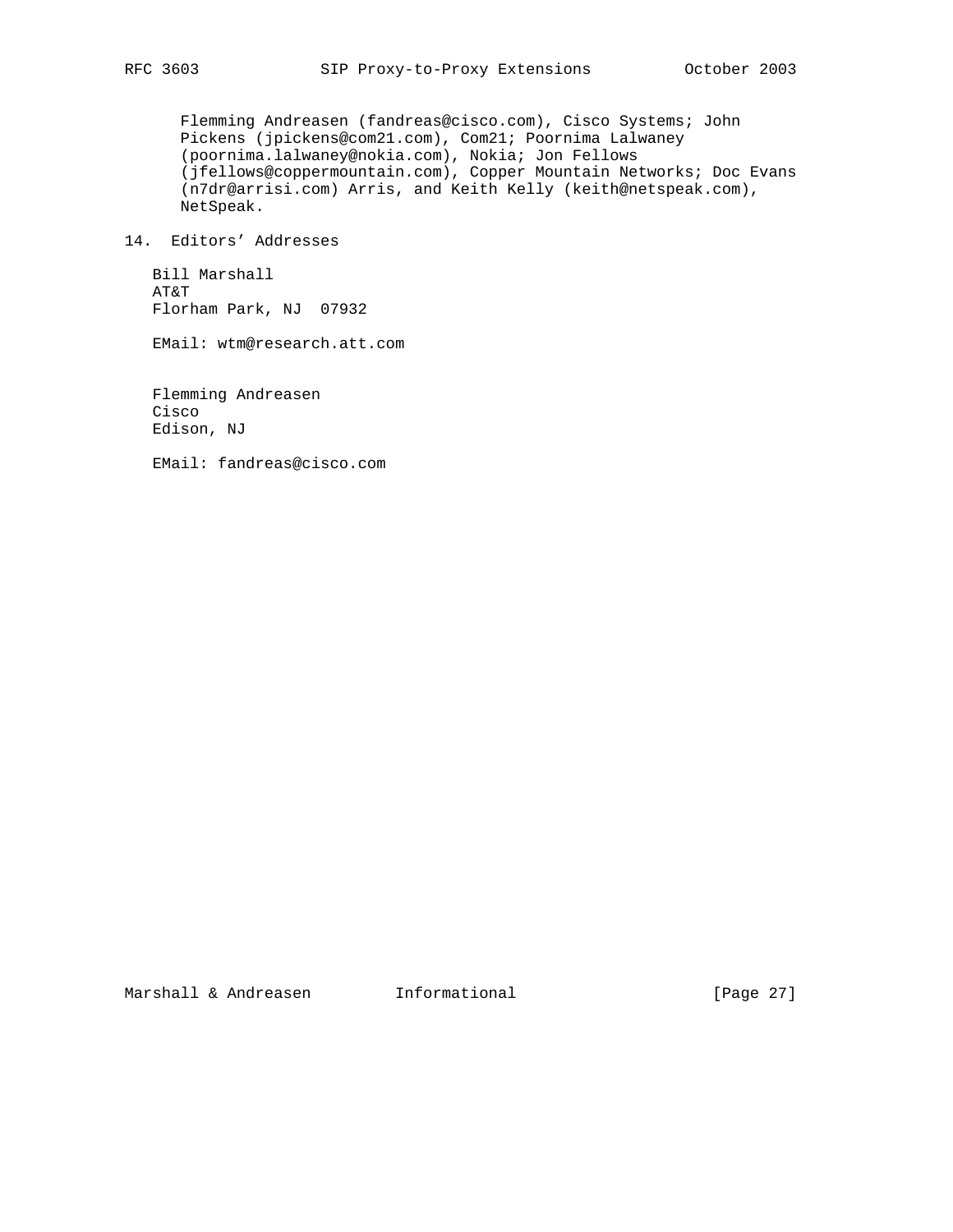Flemming Andreasen (fandreas@cisco.com), Cisco Systems; John Pickens (jpickens@com21.com), Com21; Poornima Lalwaney (poornima.lalwaney@nokia.com), Nokia; Jon Fellows (jfellows@coppermountain.com), Copper Mountain Networks; Doc Evans (n7dr@arrisi.com) Arris, and Keith Kelly (keith@netspeak.com), NetSpeak.

## 14. Editors' Addresses

Bill Marshall
AT&T
Florham Park, NJ 07932

EMail: wtm@research.att.com

Flemming Andreasen
Cisco
Edison, NJ

EMail: fandreas@cisco.com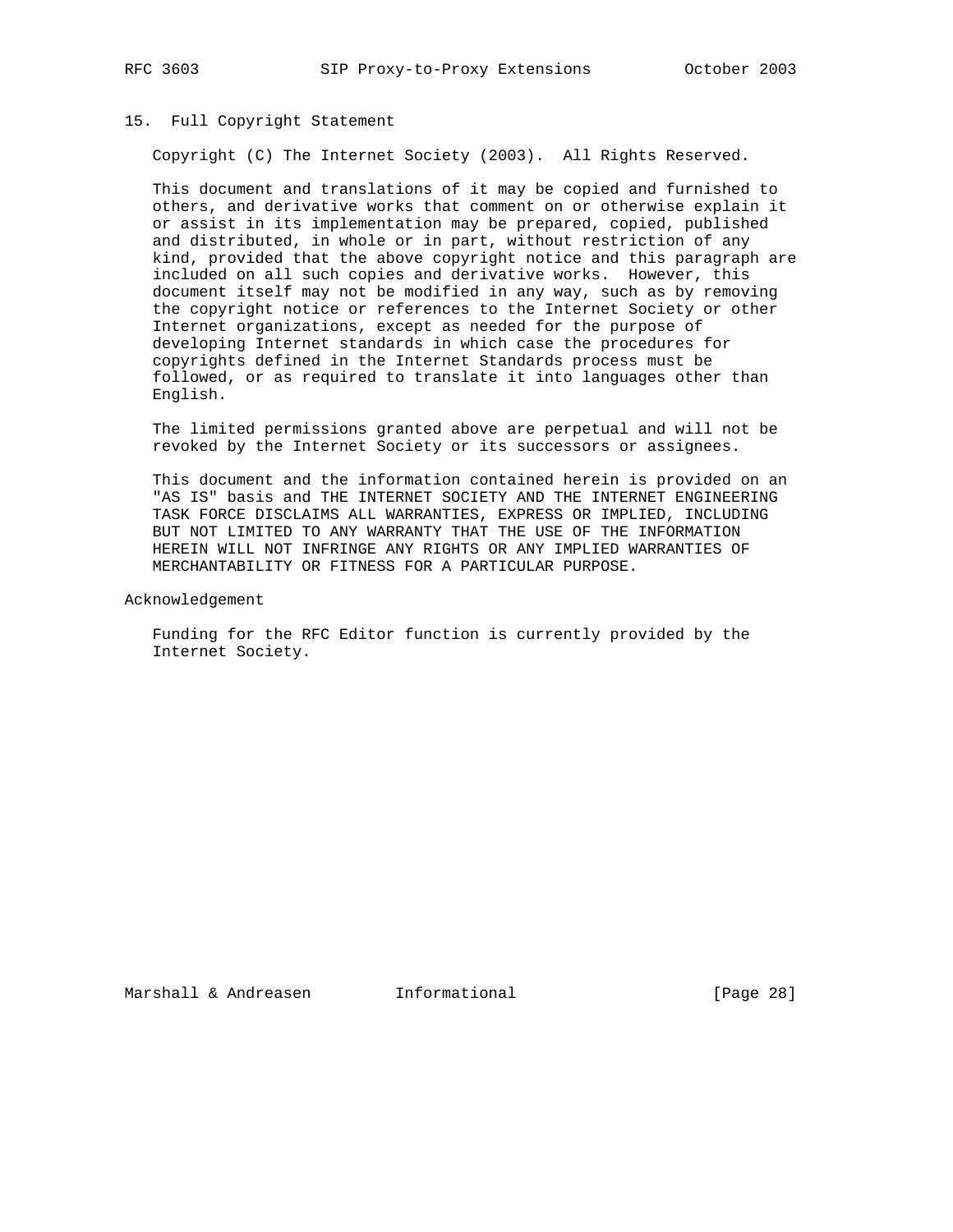## 15. Full Copyright Statement

Copyright (C) The Internet Society (2003). All Rights Reserved.

This document and translations of it may be copied and furnished to others, and derivative works that comment on or otherwise explain it or assist in its implementation may be prepared, copied, published and distributed, in whole or in part, without restriction of any kind, provided that the above copyright notice and this paragraph are included on all such copies and derivative works. However, this document itself may not be modified in any way, such as by removing the copyright notice or references to the Internet Society or other Internet organizations, except as needed for the purpose of developing Internet standards in which case the procedures for copyrights defined in the Internet Standards process must be followed, or as required to translate it into languages other than English.

The limited permissions granted above are perpetual and will not be revoked by the Internet Society or its successors or assignees.

This document and the information contained herein is provided on an "AS IS" basis and THE INTERNET SOCIETY AND THE INTERNET ENGINEERING TASK FORCE DISCLAIMS ALL WARRANTIES, EXPRESS OR IMPLIED, INCLUDING BUT NOT LIMITED TO ANY WARRANTY THAT THE USE OF THE INFORMATION HEREIN WILL NOT INFRINGE ANY RIGHTS OR ANY IMPLIED WARRANTIES OF MERCHANTABILITY OR FITNESS FOR A PARTICULAR PURPOSE.

## Acknowledgement

Funding for the RFC Editor function is currently provided by the Internet Society.